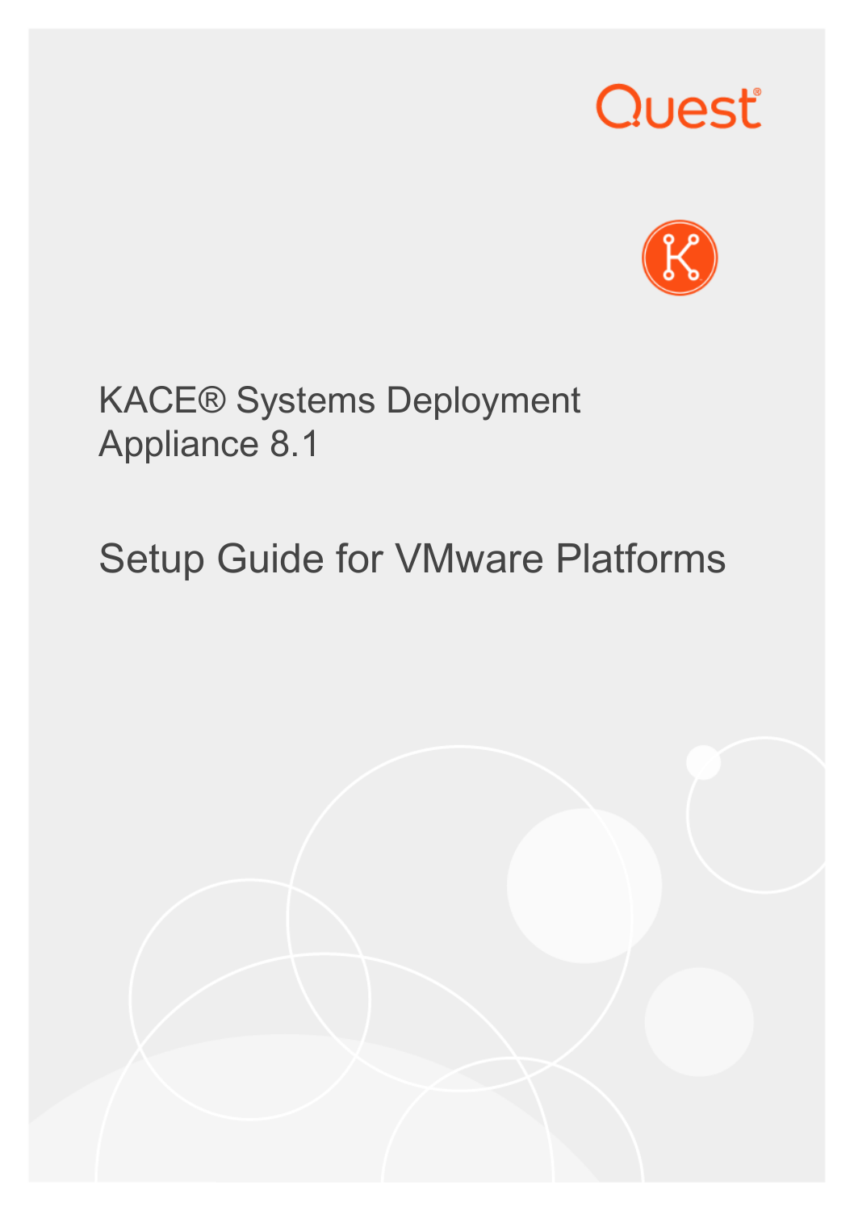Quest

# KACE® Systems Deployment Appliance 8.1

## Setup Guide for VMware Platforms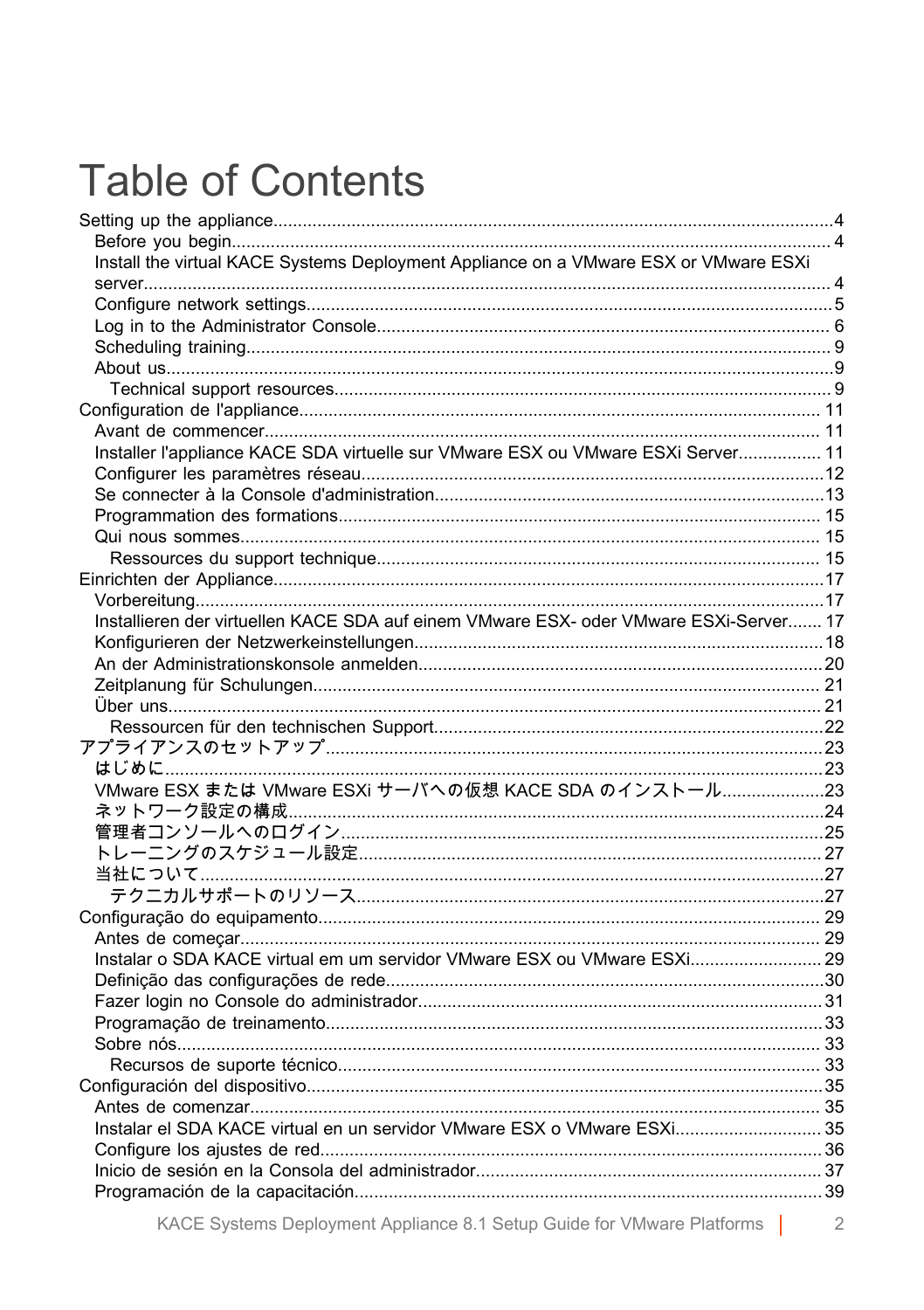# Table of Contents

- Setting up the appliance....4
  - Before you begin....4
  - Install the virtual KACE Systems Deployment Appliance on a VMware ESX or VMware ESXi server....4
  - Configure network settings....5
  - Log in to the Administrator Console....6
  - Scheduling training....9
  - About us....9
    - Technical support resources....9
- Configuration de l'appliance....11
  - Avant de commencer....11
  - Installer l'appliance KACE SDA virtuelle sur VMware ESX ou VMware ESXi Server....11
  - Configurer les paramètres réseau....12
  - Se connecter à la Console d'administration....13
  - Programmation des formations....15
  - Qui nous sommes....15
    - Ressources du support technique....15
- Einrichten der Appliance....17
  - Vorbereitung....17
  - Installieren der virtuellen KACE SDA auf einem VMware ESX- oder VMware ESXi-Server....17
  - Konfigurieren der Netzwerkeinstellungen....18
  - An der Administrationskonsole anmelden....20
  - Zeitplanung für Schulungen....21
  - Über uns....21
    - Ressourcen für den technischen Support....22
- アプライアンスのセットアップ....23
  - はじめに....23
  - VMware ESX または VMware ESXi サーバへの仮想 KACE SDA のインストール....23
  - ネットワーク設定の構成....24
  - 管理者コンソールへのログイン....25
  - トレーニングのスケジュール設定....27
  - 当社について....27
    - テクニカルサポートのリソース....27
- Configuração do equipamento....29
  - Antes de começar....29
  - Instalar o SDA KACE virtual em um servidor VMware ESX ou VMware ESXi....29
  - Definição das configurações de rede....30
  - Fazer login no Console do administrador....31
  - Programação de treinamento....33
  - Sobre nós....33
    - Recursos de suporte técnico....33
- Configuración del dispositivo....35
  - Antes de comenzar....35
  - Instalar el SDA KACE virtual en un servidor VMware ESX o VMware ESXi....35
  - Configure los ajustes de red....36
  - Inicio de sesión en la Consola del administrador....37
  - Programación de la capacitación....39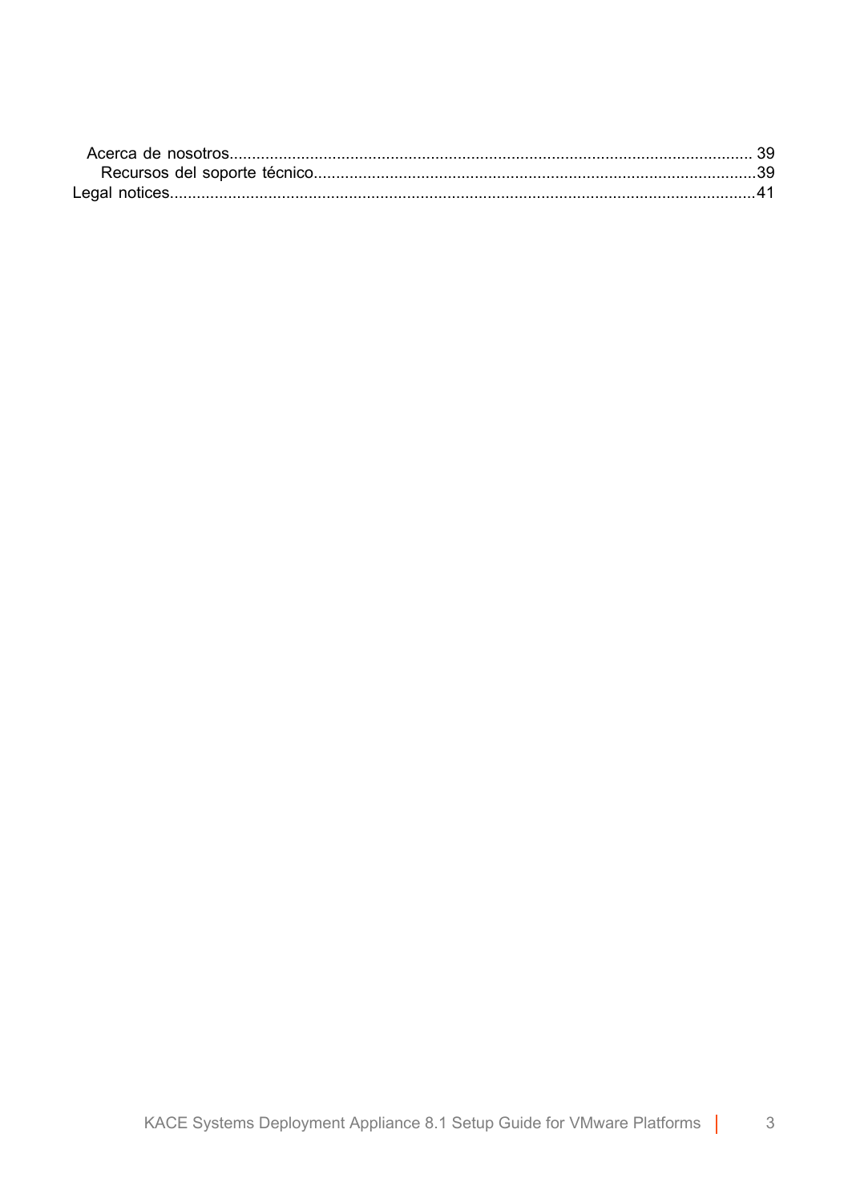- Acerca de nosotros.......................................................................................................................... 39
  - Recursos del soporte técnico.......................................................................................................39
- Legal notices..........................................................................................................................................41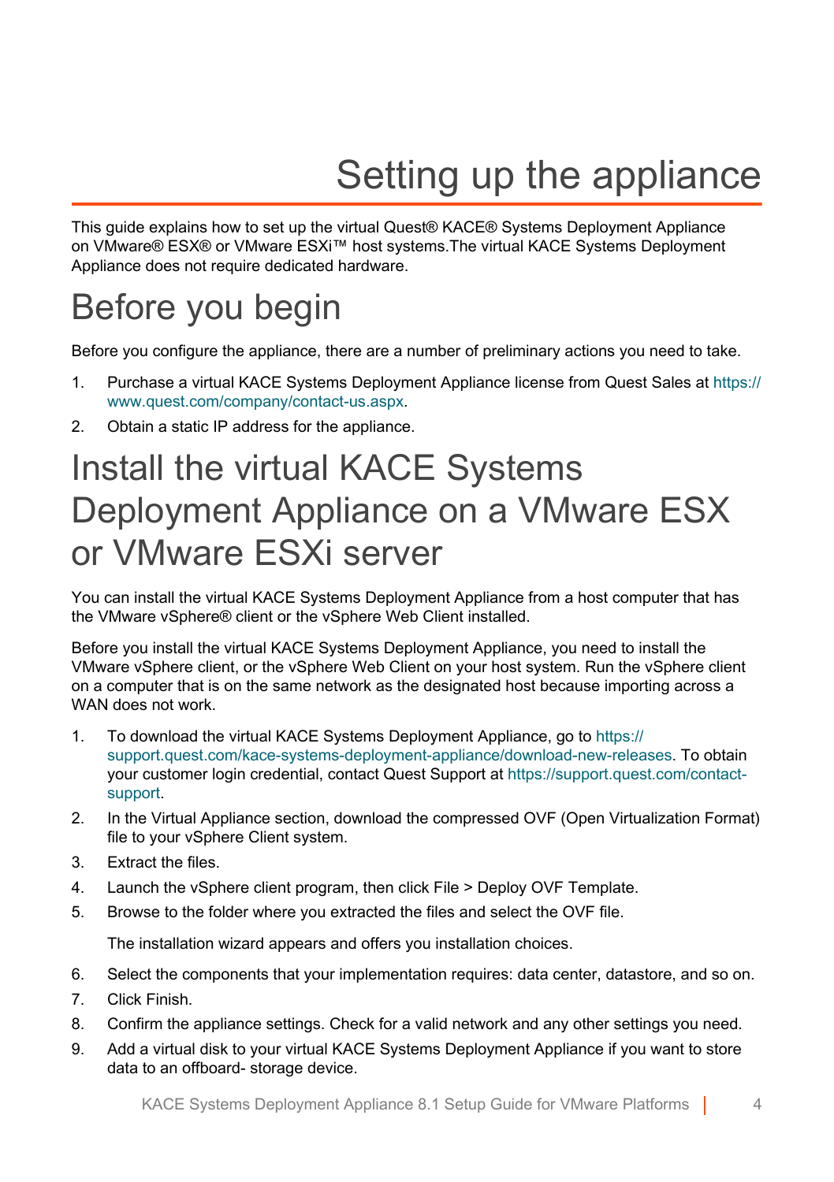# Setting up the appliance

This guide explains how to set up the virtual Quest® KACE® Systems Deployment Appliance on VMware® ESX® or VMware ESXi™ host systems.The virtual KACE Systems Deployment Appliance does not require dedicated hardware.

## Before you begin

Before you configure the appliance, there are a number of preliminary actions you need to take.

1. Purchase a virtual KACE Systems Deployment Appliance license from Quest Sales at https://www.quest.com/company/contact-us.aspx.
2. Obtain a static IP address for the appliance.

## Install the virtual KACE Systems Deployment Appliance on a VMware ESX or VMware ESXi server

You can install the virtual KACE Systems Deployment Appliance from a host computer that has the VMware vSphere® client or the vSphere Web Client installed.

Before you install the virtual KACE Systems Deployment Appliance, you need to install the VMware vSphere client, or the vSphere Web Client on your host system. Run the vSphere client on a computer that is on the same network as the designated host because importing across a WAN does not work.

1. To download the virtual KACE Systems Deployment Appliance, go to https://support.quest.com/kace-systems-deployment-appliance/download-new-releases. To obtain your customer login credential, contact Quest Support at https://support.quest.com/contact-support.
2. In the Virtual Appliance section, download the compressed OVF (Open Virtualization Format) file to your vSphere Client system.
3. Extract the files.
4. Launch the vSphere client program, then click File > Deploy OVF Template.
5. Browse to the folder where you extracted the files and select the OVF file.

   The installation wizard appears and offers you installation choices.
6. Select the components that your implementation requires: data center, datastore, and so on.
7. Click Finish.
8. Confirm the appliance settings. Check for a valid network and any other settings you need.
9. Add a virtual disk to your virtual KACE Systems Deployment Appliance if you want to store data to an offboard- storage device.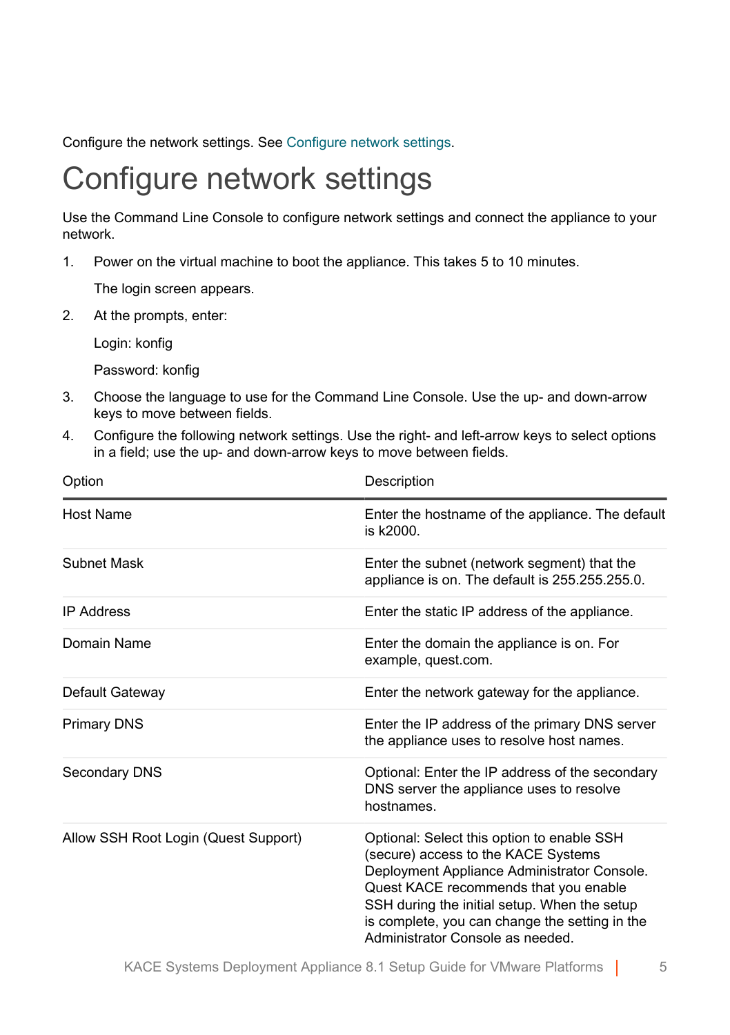Configure the network settings. See Configure network settings.

# Configure network settings

Use the Command Line Console to configure network settings and connect the appliance to your network.

1. Power on the virtual machine to boot the appliance. This takes 5 to 10 minutes.

   The login screen appears.

2. At the prompts, enter:

   Login: konfig

   Password: konfig

3. Choose the language to use for the Command Line Console. Use the up- and down-arrow keys to move between fields.

4. Configure the following network settings. Use the right- and left-arrow keys to select options in a field; use the up- and down-arrow keys to move between fields.

| Option | Description |
|---|---|
| Host Name | Enter the hostname of the appliance. The default is k2000. |
| Subnet Mask | Enter the subnet (network segment) that the appliance is on. The default is 255.255.255.0. |
| IP Address | Enter the static IP address of the appliance. |
| Domain Name | Enter the domain the appliance is on. For example, quest.com. |
| Default Gateway | Enter the network gateway for the appliance. |
| Primary DNS | Enter the IP address of the primary DNS server the appliance uses to resolve host names. |
| Secondary DNS | Optional: Enter the IP address of the secondary DNS server the appliance uses to resolve hostnames. |
| Allow SSH Root Login (Quest Support) | Optional: Select this option to enable SSH (secure) access to the KACE Systems Deployment Appliance Administrator Console. Quest KACE recommends that you enable SSH during the initial setup. When the setup is complete, you can change the setting in the Administrator Console as needed. |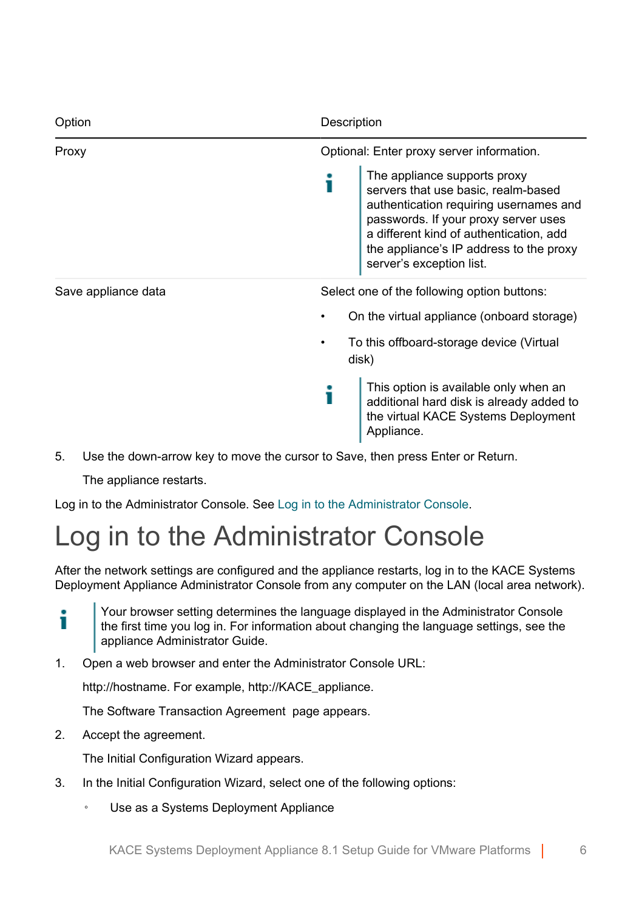| Option | Description |
|---|---|
| Proxy | Optional: Enter proxy server information.<br><br>The appliance supports proxy servers that use basic, realm-based authentication requiring usernames and passwords. If your proxy server uses a different kind of authentication, add the appliance's IP address to the proxy server's exception list. |
| Save appliance data | Select one of the following option buttons:<br><br>• On the virtual appliance (onboard storage)<br>• To this offboard-storage device (Virtual disk)<br><br>This option is available only when an additional hard disk is already added to the virtual KACE Systems Deployment Appliance. |

5. Use the down-arrow key to move the cursor to Save, then press Enter or Return.

   The appliance restarts.

Log in to the Administrator Console. See Log in to the Administrator Console.

# Log in to the Administrator Console

After the network settings are configured and the appliance restarts, log in to the KACE Systems Deployment Appliance Administrator Console from any computer on the LAN (local area network).

> Your browser setting determines the language displayed in the Administrator Console the first time you log in. For information about changing the language settings, see the appliance Administrator Guide.

1. Open a web browser and enter the Administrator Console URL:

   http://hostname. For example, http://KACE_appliance.

   The Software Transaction Agreement  page appears.

2. Accept the agreement.

   The Initial Configuration Wizard appears.

3. In the Initial Configuration Wizard, select one of the following options:

   - Use as a Systems Deployment Appliance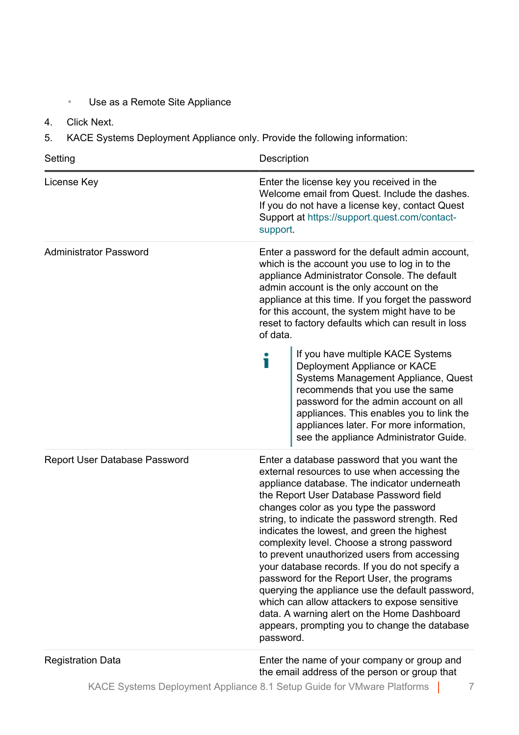- Use as a Remote Site Appliance

4. Click Next.
5. KACE Systems Deployment Appliance only. Provide the following information:

| Setting | Description |
| --- | --- |
| License Key | Enter the license key you received in the Welcome email from Quest. Include the dashes. If you do not have a license key, contact Quest Support at https://support.quest.com/contact-support. |
| Administrator Password | Enter a password for the default admin account, which is the account you use to log in to the appliance Administrator Console. The default admin account is the only account on the appliance at this time. If you forget the password for this account, the system might have to be reset to factory defaults which can result in loss of data.<br><br>**i** If you have multiple KACE Systems Deployment Appliance or KACE Systems Management Appliance, Quest recommends that you use the same password for the admin account on all appliances. This enables you to link the appliances later. For more information, see the appliance Administrator Guide. |
| Report User Database Password | Enter a database password that you want the external resources to use when accessing the appliance database. The indicator underneath the Report User Database Password field changes color as you type the password string, to indicate the password strength. Red indicates the lowest, and green the highest complexity level. Choose a strong password to prevent unauthorized users from accessing your database records. If you do not specify a password for the Report User, the programs querying the appliance use the default password, which can allow attackers to expose sensitive data. A warning alert on the Home Dashboard appears, prompting you to change the database password. |
| Registration Data | Enter the name of your company or group and the email address of the person or group that |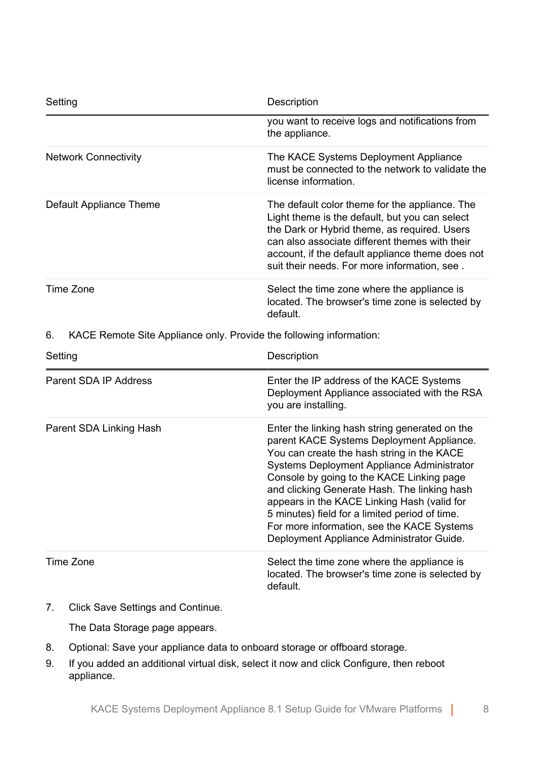| Setting | Description |
| --- | --- |
| | you want to receive logs and notifications from the appliance. |
| Network Connectivity | The KACE Systems Deployment Appliance must be connected to the network to validate the license information. |
| Default Appliance Theme | The default color theme for the appliance. The Light theme is the default, but you can select the Dark or Hybrid theme, as required. Users can also associate different themes with their account, if the default appliance theme does not suit their needs. For more information, see . |
| Time Zone | Select the time zone where the appliance is located. The browser's time zone is selected by default. |

6. KACE Remote Site Appliance only. Provide the following information:

| Setting | Description |
| --- | --- |
| Parent SDA IP Address | Enter the IP address of the KACE Systems Deployment Appliance associated with the RSA you are installing. |
| Parent SDA Linking Hash | Enter the linking hash string generated on the parent KACE Systems Deployment Appliance. You can create the hash string in the KACE Systems Deployment Appliance Administrator Console by going to the KACE Linking page and clicking Generate Hash. The linking hash appears in the KACE Linking Hash (valid for 5 minutes) field for a limited period of time. For more information, see the KACE Systems Deployment Appliance Administrator Guide. |
| Time Zone | Select the time zone where the appliance is located. The browser's time zone is selected by default. |

7. Click Save Settings and Continue.

   The Data Storage page appears.

8. Optional: Save your appliance data to onboard storage or offboard storage.
9. If you added an additional virtual disk, select it now and click Configure, then reboot appliance.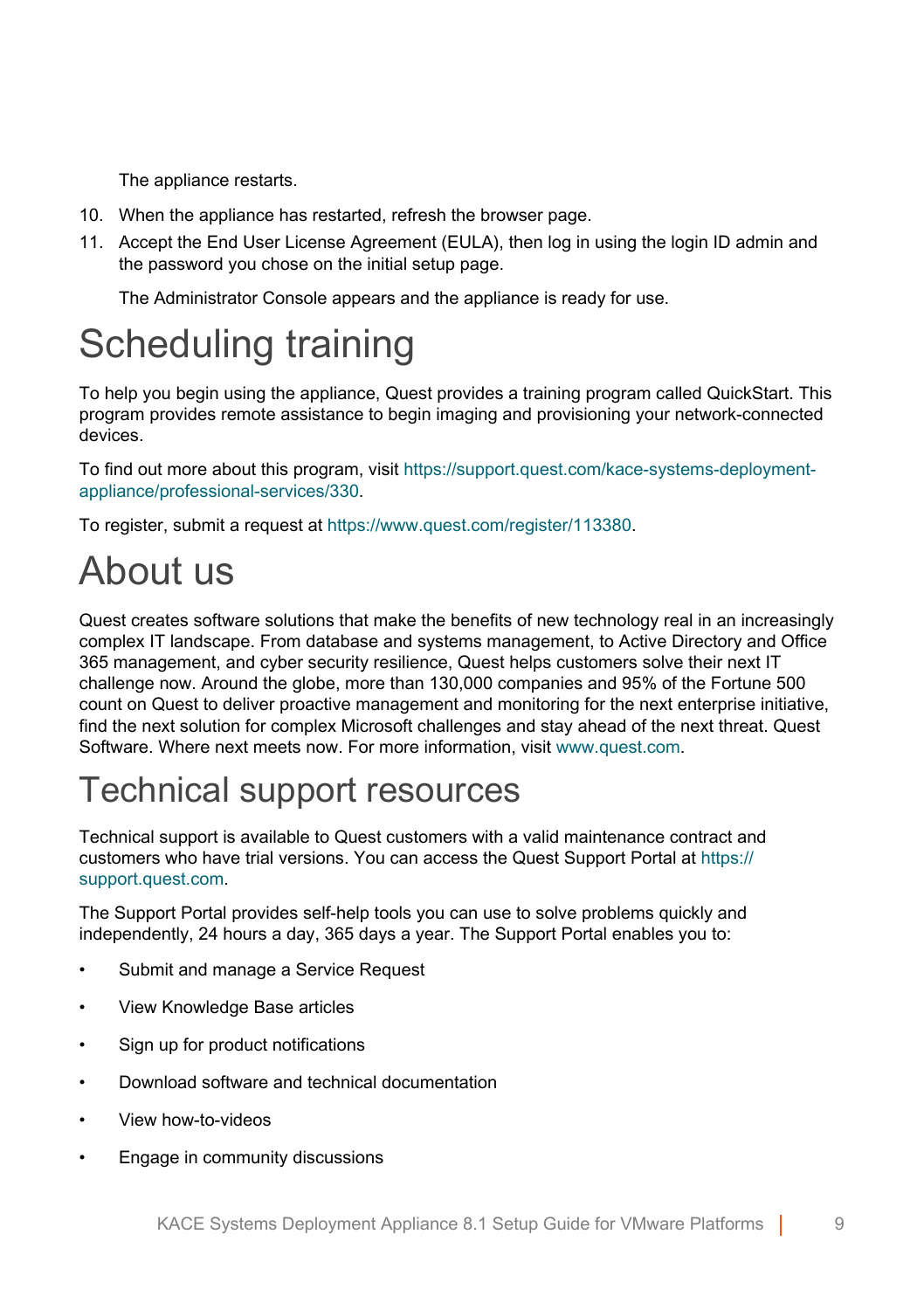The appliance restarts.

10. When the appliance has restarted, refresh the browser page.
11. Accept the End User License Agreement (EULA), then log in using the login ID admin and the password you chose on the initial setup page.

    The Administrator Console appears and the appliance is ready for use.

# Scheduling training

To help you begin using the appliance, Quest provides a training program called QuickStart. This program provides remote assistance to begin imaging and provisioning your network-connected devices.

To find out more about this program, visit https://support.quest.com/kace-systems-deployment-appliance/professional-services/330.

To register, submit a request at https://www.quest.com/register/113380.

# About us

Quest creates software solutions that make the benefits of new technology real in an increasingly complex IT landscape. From database and systems management, to Active Directory and Office 365 management, and cyber security resilience, Quest helps customers solve their next IT challenge now. Around the globe, more than 130,000 companies and 95% of the Fortune 500 count on Quest to deliver proactive management and monitoring for the next enterprise initiative, find the next solution for complex Microsoft challenges and stay ahead of the next threat. Quest Software. Where next meets now. For more information, visit www.quest.com.

## Technical support resources

Technical support is available to Quest customers with a valid maintenance contract and customers who have trial versions. You can access the Quest Support Portal at https://support.quest.com.

The Support Portal provides self-help tools you can use to solve problems quickly and independently, 24 hours a day, 365 days a year. The Support Portal enables you to:

- Submit and manage a Service Request
- View Knowledge Base articles
- Sign up for product notifications
- Download software and technical documentation
- View how-to-videos
- Engage in community discussions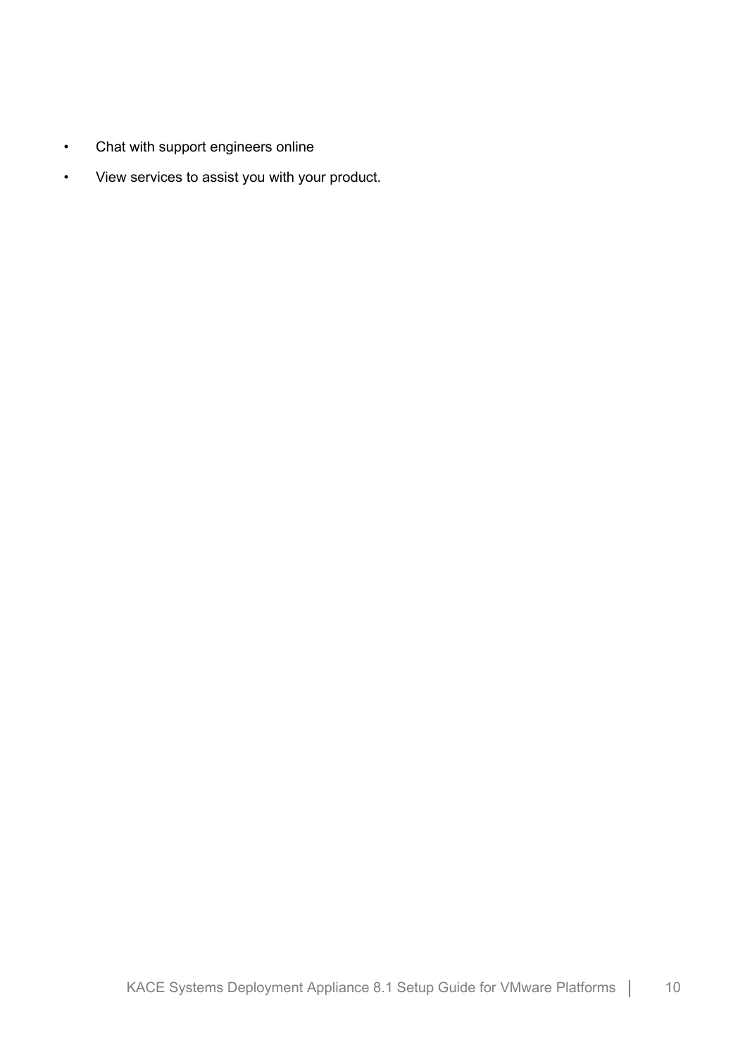- Chat with support engineers online
- View services to assist you with your product.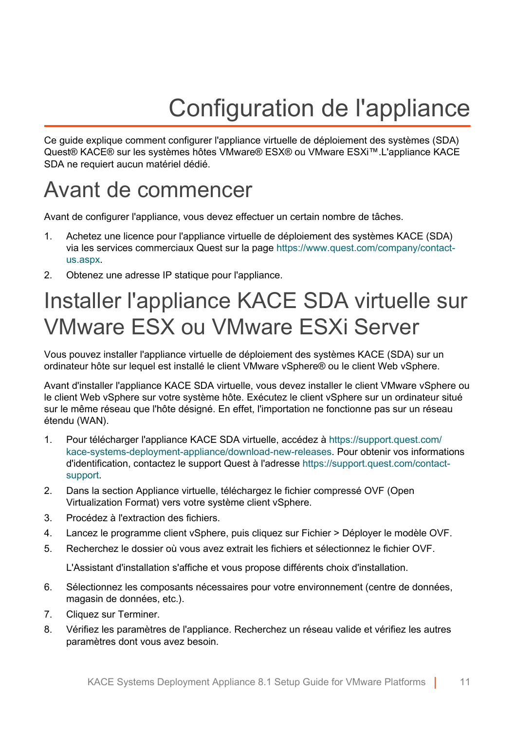# Configuration de l'appliance

Ce guide explique comment configurer l'appliance virtuelle de déploiement des systèmes (SDA) Quest® KACE® sur les systèmes hôtes VMware® ESX® ou VMware ESXi™.L'appliance KACE SDA ne requiert aucun matériel dédié.

## Avant de commencer

Avant de configurer l'appliance, vous devez effectuer un certain nombre de tâches.

1. Achetez une licence pour l'appliance virtuelle de déploiement des systèmes KACE (SDA) via les services commerciaux Quest sur la page https://www.quest.com/company/contact-us.aspx.
2. Obtenez une adresse IP statique pour l'appliance.

## Installer l'appliance KACE SDA virtuelle sur VMware ESX ou VMware ESXi Server

Vous pouvez installer l'appliance virtuelle de déploiement des systèmes KACE (SDA) sur un ordinateur hôte sur lequel est installé le client VMware vSphere® ou le client Web vSphere.

Avant d'installer l'appliance KACE SDA virtuelle, vous devez installer le client VMware vSphere ou le client Web vSphere sur votre système hôte. Exécutez le client vSphere sur un ordinateur situé sur le même réseau que l'hôte désigné. En effet, l'importation ne fonctionne pas sur un réseau étendu (WAN).

1. Pour télécharger l'appliance KACE SDA virtuelle, accédez à https://support.quest.com/kace-systems-deployment-appliance/download-new-releases. Pour obtenir vos informations d'identification, contactez le support Quest à l'adresse https://support.quest.com/contact-support.
2. Dans la section Appliance virtuelle, téléchargez le fichier compressé OVF (Open Virtualization Format) vers votre système client vSphere.
3. Procédez à l'extraction des fichiers.
4. Lancez le programme client vSphere, puis cliquez sur Fichier > Déployer le modèle OVF.
5. Recherchez le dossier où vous avez extrait les fichiers et sélectionnez le fichier OVF.

   L'Assistant d'installation s'affiche et vous propose différents choix d'installation.
6. Sélectionnez les composants nécessaires pour votre environnement (centre de données, magasin de données, etc.).
7. Cliquez sur Terminer.
8. Vérifiez les paramètres de l'appliance. Recherchez un réseau valide et vérifiez les autres paramètres dont vous avez besoin.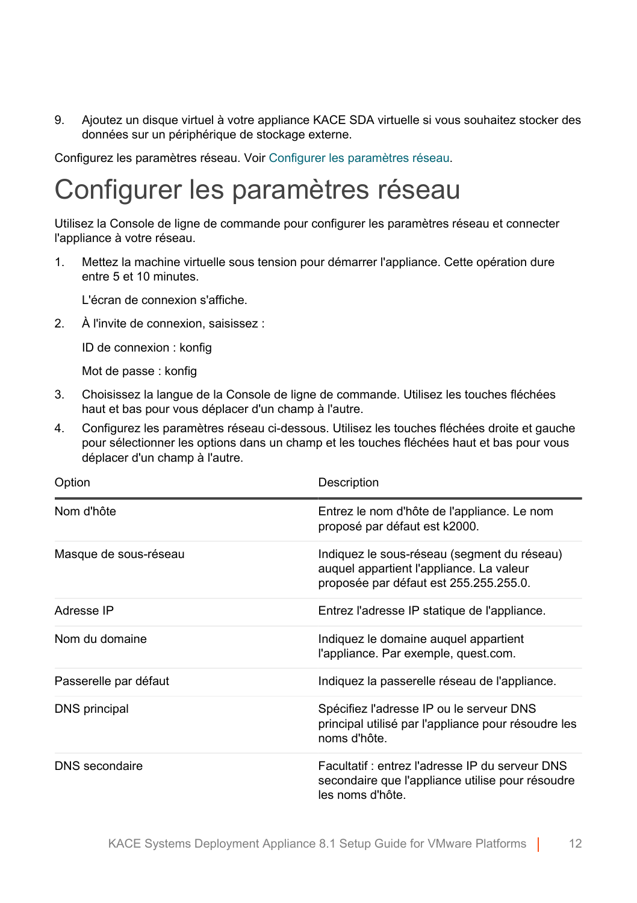9. Ajoutez un disque virtuel à votre appliance KACE SDA virtuelle si vous souhaitez stocker des données sur un périphérique de stockage externe.

Configurez les paramètres réseau. Voir Configurer les paramètres réseau.

# Configurer les paramètres réseau

Utilisez la Console de ligne de commande pour configurer les paramètres réseau et connecter l'appliance à votre réseau.

1. Mettez la machine virtuelle sous tension pour démarrer l'appliance. Cette opération dure entre 5 et 10 minutes.

   L'écran de connexion s'affiche.

2. À l'invite de connexion, saisissez :

   ID de connexion : konfig

   Mot de passe : konfig

3. Choisissez la langue de la Console de ligne de commande. Utilisez les touches fléchées haut et bas pour vous déplacer d'un champ à l'autre.
4. Configurez les paramètres réseau ci-dessous. Utilisez les touches fléchées droite et gauche pour sélectionner les options dans un champ et les touches fléchées haut et bas pour vous déplacer d'un champ à l'autre.

| Option | Description |
| --- | --- |
| Nom d'hôte | Entrez le nom d'hôte de l'appliance. Le nom proposé par défaut est k2000. |
| Masque de sous-réseau | Indiquez le sous-réseau (segment du réseau) auquel appartient l'appliance. La valeur proposée par défaut est 255.255.255.0. |
| Adresse IP | Entrez l'adresse IP statique de l'appliance. |
| Nom du domaine | Indiquez le domaine auquel appartient l'appliance. Par exemple, quest.com. |
| Passerelle par défaut | Indiquez la passerelle réseau de l'appliance. |
| DNS principal | Spécifiez l'adresse IP ou le serveur DNS principal utilisé par l'appliance pour résoudre les noms d'hôte. |
| DNS secondaire | Facultatif : entrez l'adresse IP du serveur DNS secondaire que l'appliance utilise pour résoudre les noms d'hôte. |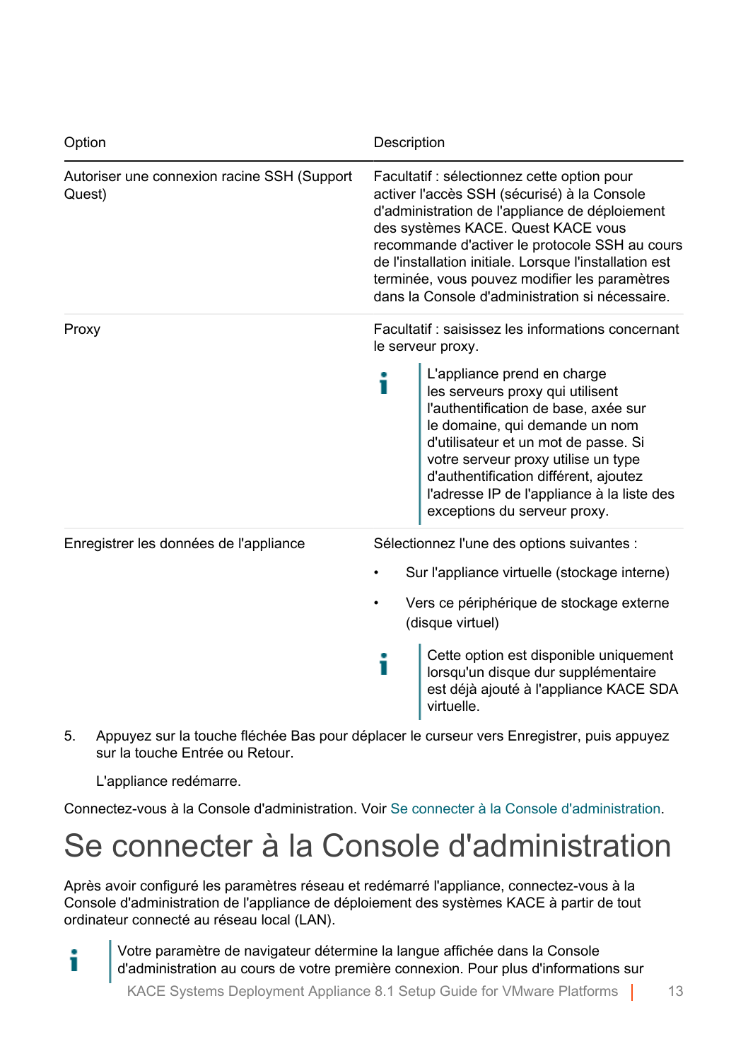| Option | Description |
| --- | --- |
| Autoriser une connexion racine SSH (Support Quest) | Facultatif : sélectionnez cette option pour activer l'accès SSH (sécurisé) à la Console d'administration de l'appliance de déploiement des systèmes KACE. Quest KACE vous recommande d'activer le protocole SSH au cours de l'installation initiale. Lorsque l'installation est terminée, vous pouvez modifier les paramètres dans la Console d'administration si nécessaire. |
| Proxy | Facultatif : saisissez les informations concernant le serveur proxy. <br> L'appliance prend en charge les serveurs proxy qui utilisent l'authentification de base, axée sur le domaine, qui demande un nom d'utilisateur et un mot de passe. Si votre serveur proxy utilise un type d'authentification différent, ajoutez l'adresse IP de l'appliance à la liste des exceptions du serveur proxy. |
| Enregistrer les données de l'appliance | Sélectionnez l'une des options suivantes : <br> • Sur l'appliance virtuelle (stockage interne) <br> • Vers ce périphérique de stockage externe (disque virtuel) <br> Cette option est disponible uniquement lorsqu'un disque dur supplémentaire est déjà ajouté à l'appliance KACE SDA virtuelle. |

5. Appuyez sur la touche fléchée Bas pour déplacer le curseur vers Enregistrer, puis appuyez sur la touche Entrée ou Retour.

   L'appliance redémarre.

Connectez-vous à la Console d'administration. Voir Se connecter à la Console d'administration.

# Se connecter à la Console d'administration

Après avoir configuré les paramètres réseau et redémarré l'appliance, connectez-vous à la Console d'administration de l'appliance de déploiement des systèmes KACE à partir de tout ordinateur connecté au réseau local (LAN).

> Votre paramètre de navigateur détermine la langue affichée dans la Console d'administration au cours de votre première connexion. Pour plus d'informations sur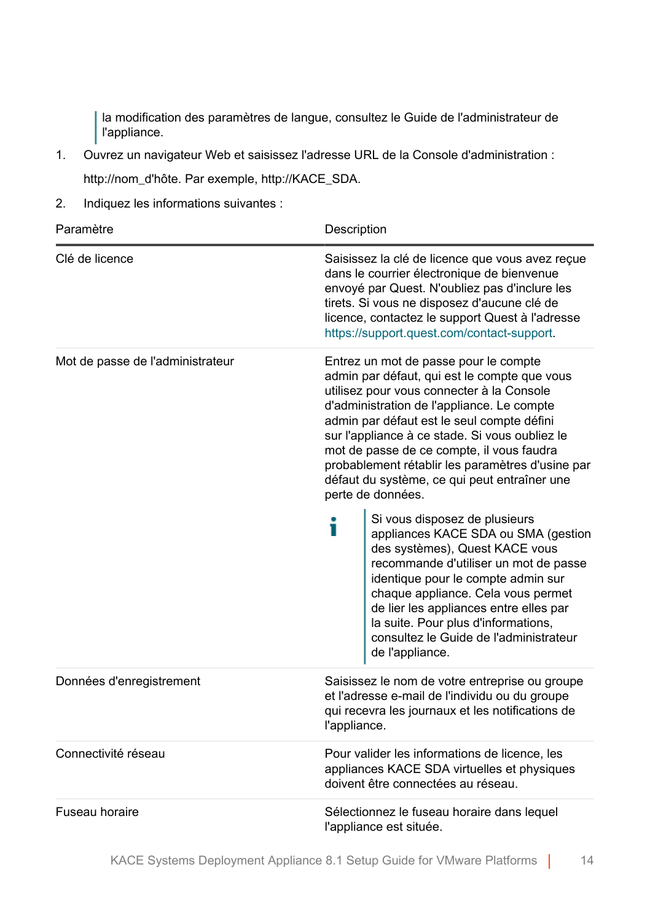> la modification des paramètres de langue, consultez le Guide de l'administrateur de l'appliance.

1. Ouvrez un navigateur Web et saisissez l'adresse URL de la Console d'administration :

   http://nom_d'hôte. Par exemple, http://KACE_SDA.

2. Indiquez les informations suivantes :

| Paramètre | Description |
| --- | --- |
| Clé de licence | Saisissez la clé de licence que vous avez reçue dans le courrier électronique de bienvenue envoyé par Quest. N'oubliez pas d'inclure les tirets. Si vous ne disposez d'aucune clé de licence, contactez le support Quest à l'adresse https://support.quest.com/contact-support. |
| Mot de passe de l'administrateur | Entrez un mot de passe pour le compte admin par défaut, qui est le compte que vous utilisez pour vous connecter à la Console d'administration de l'appliance. Le compte admin par défaut est le seul compte défini sur l'appliance à ce stade. Si vous oubliez le mot de passe de ce compte, il vous faudra probablement rétablir les paramètres d'usine par défaut du système, ce qui peut entraîner une perte de données.<br><br>Si vous disposez de plusieurs appliances KACE SDA ou SMA (gestion des systèmes), Quest KACE vous recommande d'utiliser un mot de passe identique pour le compte admin sur chaque appliance. Cela vous permet de lier les appliances entre elles par la suite. Pour plus d'informations, consultez le Guide de l'administrateur de l'appliance. |
| Données d'enregistrement | Saisissez le nom de votre entreprise ou groupe et l'adresse e-mail de l'individu ou du groupe qui recevra les journaux et les notifications de l'appliance. |
| Connectivité réseau | Pour valider les informations de licence, les appliances KACE SDA virtuelles et physiques doivent être connectées au réseau. |
| Fuseau horaire | Sélectionnez le fuseau horaire dans lequel l'appliance est située. |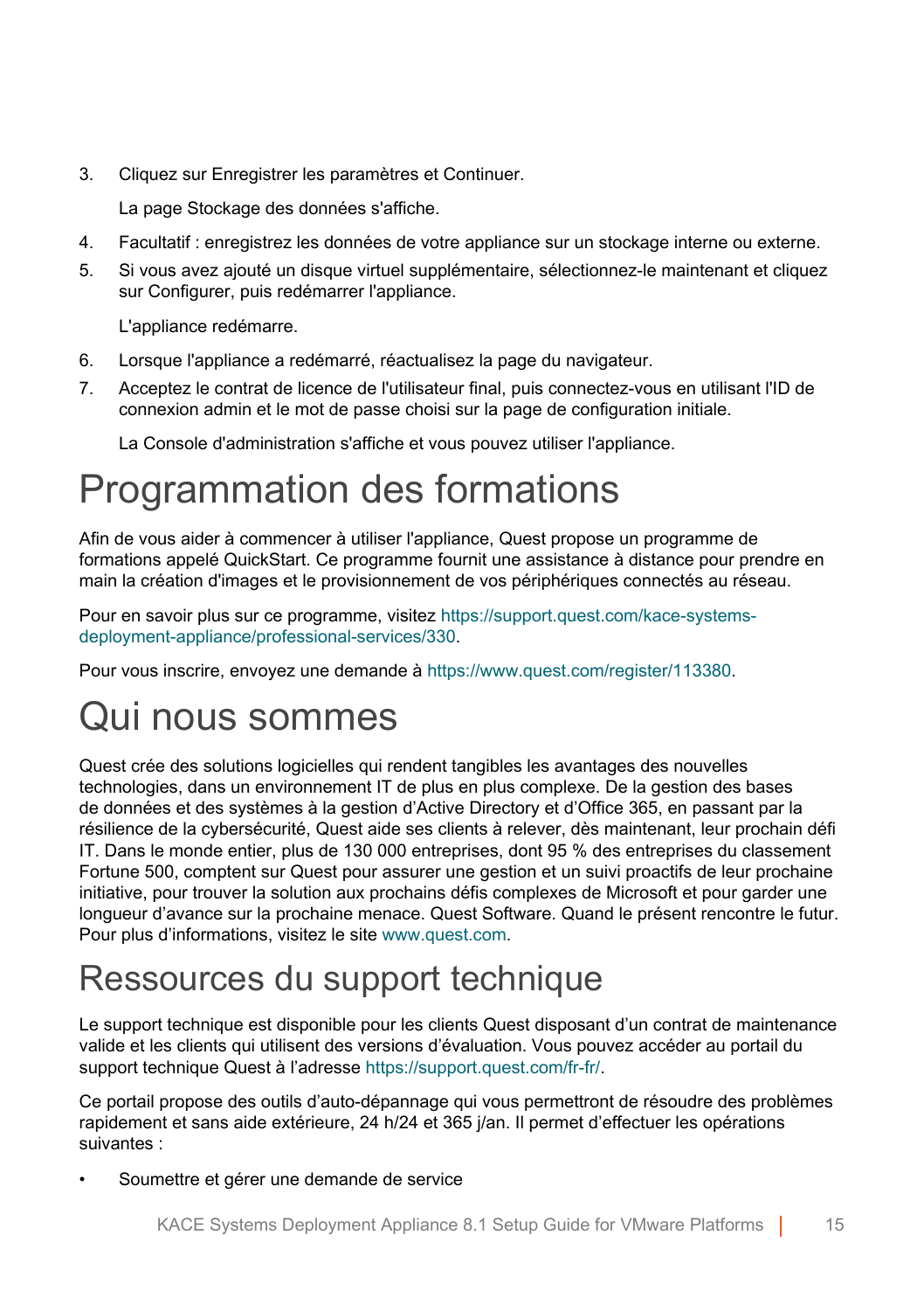3. Cliquez sur Enregistrer les paramètres et Continuer.

   La page Stockage des données s'affiche.

4. Facultatif : enregistrez les données de votre appliance sur un stockage interne ou externe.
5. Si vous avez ajouté un disque virtuel supplémentaire, sélectionnez-le maintenant et cliquez sur Configurer, puis redémarrer l'appliance.

   L'appliance redémarre.

6. Lorsque l'appliance a redémarré, réactualisez la page du navigateur.
7. Acceptez le contrat de licence de l'utilisateur final, puis connectez-vous en utilisant l'ID de connexion admin et le mot de passe choisi sur la page de configuration initiale.

   La Console d'administration s'affiche et vous pouvez utiliser l'appliance.

# Programmation des formations

Afin de vous aider à commencer à utiliser l'appliance, Quest propose un programme de formations appelé QuickStart. Ce programme fournit une assistance à distance pour prendre en main la création d'images et le provisionnement de vos périphériques connectés au réseau.

Pour en savoir plus sur ce programme, visitez https://support.quest.com/kace-systems-deployment-appliance/professional-services/330.

Pour vous inscrire, envoyez une demande à https://www.quest.com/register/113380.

# Qui nous sommes

Quest crée des solutions logicielles qui rendent tangibles les avantages des nouvelles technologies, dans un environnement IT de plus en plus complexe. De la gestion des bases de données et des systèmes à la gestion d'Active Directory et d'Office 365, en passant par la résilience de la cybersécurité, Quest aide ses clients à relever, dès maintenant, leur prochain défi IT. Dans le monde entier, plus de 130 000 entreprises, dont 95 % des entreprises du classement Fortune 500, comptent sur Quest pour assurer une gestion et un suivi proactifs de leur prochaine initiative, pour trouver la solution aux prochains défis complexes de Microsoft et pour garder une longueur d'avance sur la prochaine menace. Quest Software. Quand le présent rencontre le futur. Pour plus d'informations, visitez le site www.quest.com.

# Ressources du support technique

Le support technique est disponible pour les clients Quest disposant d'un contrat de maintenance valide et les clients qui utilisent des versions d'évaluation. Vous pouvez accéder au portail du support technique Quest à l'adresse https://support.quest.com/fr-fr/.

Ce portail propose des outils d'auto-dépannage qui vous permettront de résoudre des problèmes rapidement et sans aide extérieure, 24 h/24 et 365 j/an. Il permet d'effectuer les opérations suivantes :

- Soumettre et gérer une demande de service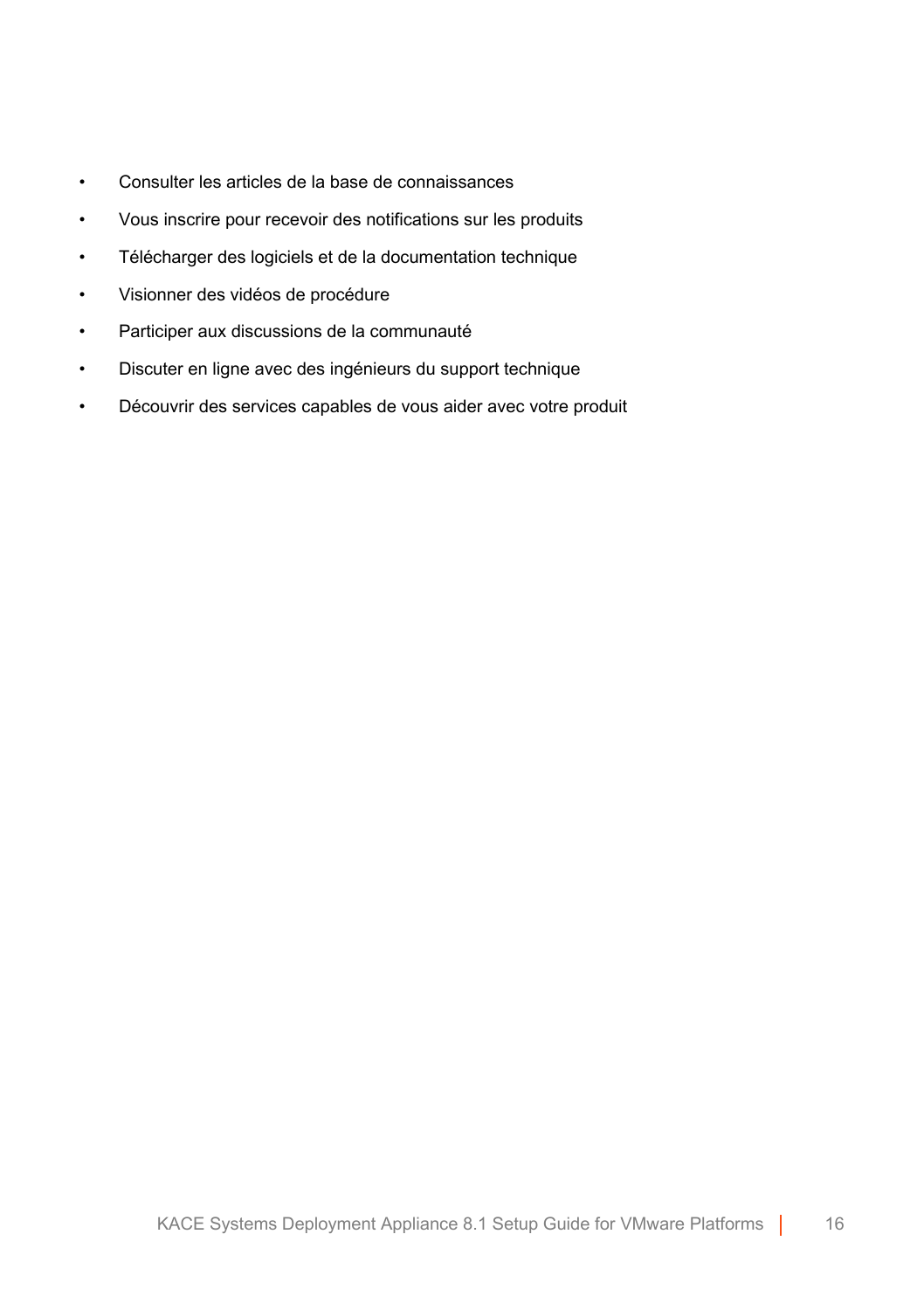- Consulter les articles de la base de connaissances
- Vous inscrire pour recevoir des notifications sur les produits
- Télécharger des logiciels et de la documentation technique
- Visionner des vidéos de procédure
- Participer aux discussions de la communauté
- Discuter en ligne avec des ingénieurs du support technique
- Découvrir des services capables de vous aider avec votre produit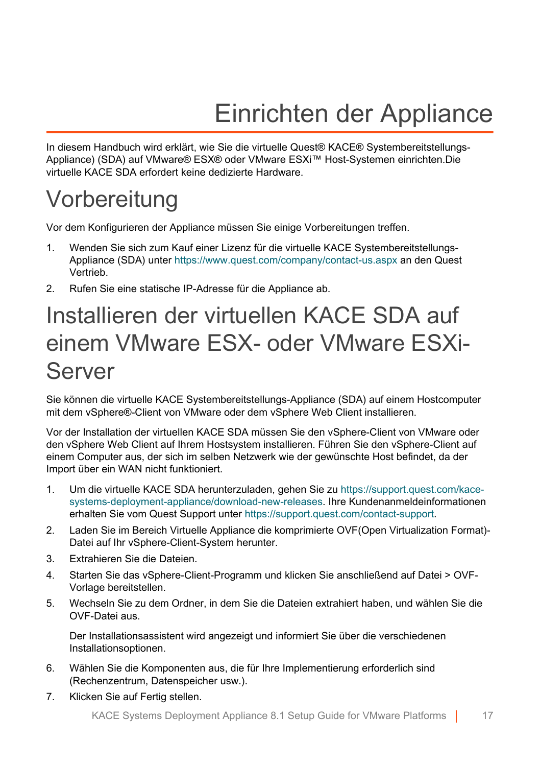# Einrichten der Appliance

In diesem Handbuch wird erklärt, wie Sie die virtuelle Quest® KACE® Systembereitstellungs-Appliance) (SDA) auf VMware® ESX® oder VMware ESXi™ Host-Systemen einrichten.Die virtuelle KACE SDA erfordert keine dedizierte Hardware.

## Vorbereitung

Vor dem Konfigurieren der Appliance müssen Sie einige Vorbereitungen treffen.

1. Wenden Sie sich zum Kauf einer Lizenz für die virtuelle KACE Systembereitstellungs-Appliance (SDA) unter https://www.quest.com/company/contact-us.aspx an den Quest Vertrieb.
2. Rufen Sie eine statische IP-Adresse für die Appliance ab.

## Installieren der virtuellen KACE SDA auf einem VMware ESX- oder VMware ESXi-Server

Sie können die virtuelle KACE Systembereitstellungs-Appliance (SDA) auf einem Hostcomputer mit dem vSphere®-Client von VMware oder dem vSphere Web Client installieren.

Vor der Installation der virtuellen KACE SDA müssen Sie den vSphere-Client von VMware oder den vSphere Web Client auf Ihrem Hostsystem installieren. Führen Sie den vSphere-Client auf einem Computer aus, der sich im selben Netzwerk wie der gewünschte Host befindet, da der Import über ein WAN nicht funktioniert.

1. Um die virtuelle KACE SDA herunterzuladen, gehen Sie zu https://support.quest.com/kace-systems-deployment-appliance/download-new-releases. Ihre Kundenanmeldeinformationen erhalten Sie vom Quest Support unter https://support.quest.com/contact-support.
2. Laden Sie im Bereich Virtuelle Appliance die komprimierte OVF(Open Virtualization Format)-Datei auf Ihr vSphere-Client-System herunter.
3. Extrahieren Sie die Dateien.
4. Starten Sie das vSphere-Client-Programm und klicken Sie anschließend auf Datei > OVF-Vorlage bereitstellen.
5. Wechseln Sie zu dem Ordner, in dem Sie die Dateien extrahiert haben, und wählen Sie die OVF-Datei aus.

   Der Installationsassistent wird angezeigt und informiert Sie über die verschiedenen Installationsoptionen.

6. Wählen Sie die Komponenten aus, die für Ihre Implementierung erforderlich sind (Rechenzentrum, Datenspeicher usw.).
7. Klicken Sie auf Fertig stellen.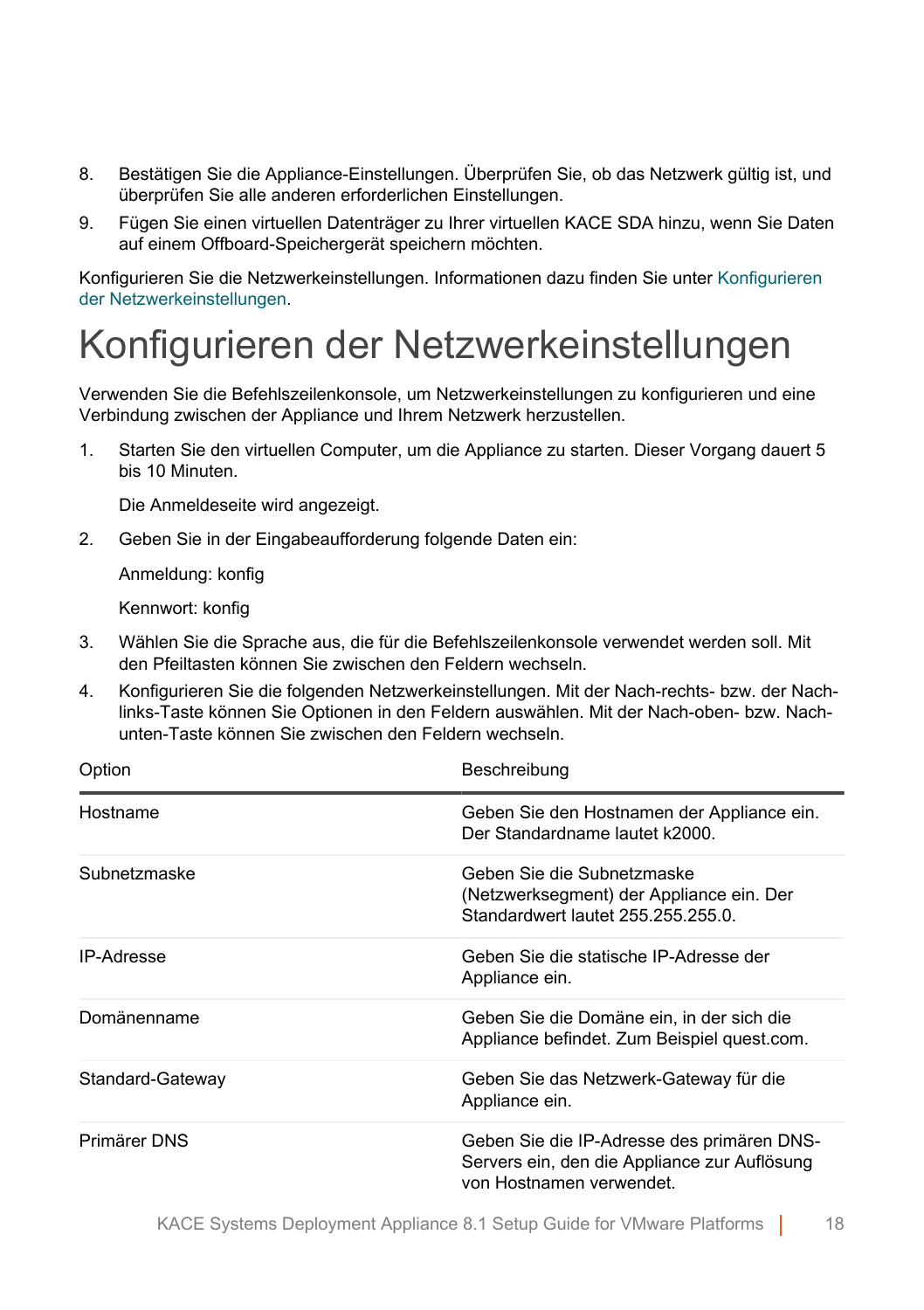8. Bestätigen Sie die Appliance-Einstellungen. Überprüfen Sie, ob das Netzwerk gültig ist, und überprüfen Sie alle anderen erforderlichen Einstellungen.
9. Fügen Sie einen virtuellen Datenträger zu Ihrer virtuellen KACE SDA hinzu, wenn Sie Daten auf einem Offboard-Speichergerät speichern möchten.

Konfigurieren Sie die Netzwerkeinstellungen. Informationen dazu finden Sie unter Konfigurieren der Netzwerkeinstellungen.

# Konfigurieren der Netzwerkeinstellungen

Verwenden Sie die Befehlszeilenkonsole, um Netzwerkeinstellungen zu konfigurieren und eine Verbindung zwischen der Appliance und Ihrem Netzwerk herzustellen.

1. Starten Sie den virtuellen Computer, um die Appliance zu starten. Dieser Vorgang dauert 5 bis 10 Minuten.

   Die Anmeldeseite wird angezeigt.

2. Geben Sie in der Eingabeaufforderung folgende Daten ein:

   Anmeldung: konfig

   Kennwort: konfig

3. Wählen Sie die Sprache aus, die für die Befehlszeilenkonsole verwendet werden soll. Mit den Pfeiltasten können Sie zwischen den Feldern wechseln.
4. Konfigurieren Sie die folgenden Netzwerkeinstellungen. Mit der Nach-rechts- bzw. der Nach-links-Taste können Sie Optionen in den Feldern auswählen. Mit der Nach-oben- bzw. Nach-unten-Taste können Sie zwischen den Feldern wechseln.

| Option | Beschreibung |
|---|---|
| Hostname | Geben Sie den Hostnamen der Appliance ein. Der Standardname lautet k2000. |
| Subnetzmaske | Geben Sie die Subnetzmaske (Netzwerksegment) der Appliance ein. Der Standardwert lautet 255.255.255.0. |
| IP-Adresse | Geben Sie die statische IP-Adresse der Appliance ein. |
| Domänenname | Geben Sie die Domäne ein, in der sich die Appliance befindet. Zum Beispiel quest.com. |
| Standard-Gateway | Geben Sie das Netzwerk-Gateway für die Appliance ein. |
| Primärer DNS | Geben Sie die IP-Adresse des primären DNS-Servers ein, den die Appliance zur Auflösung von Hostnamen verwendet. |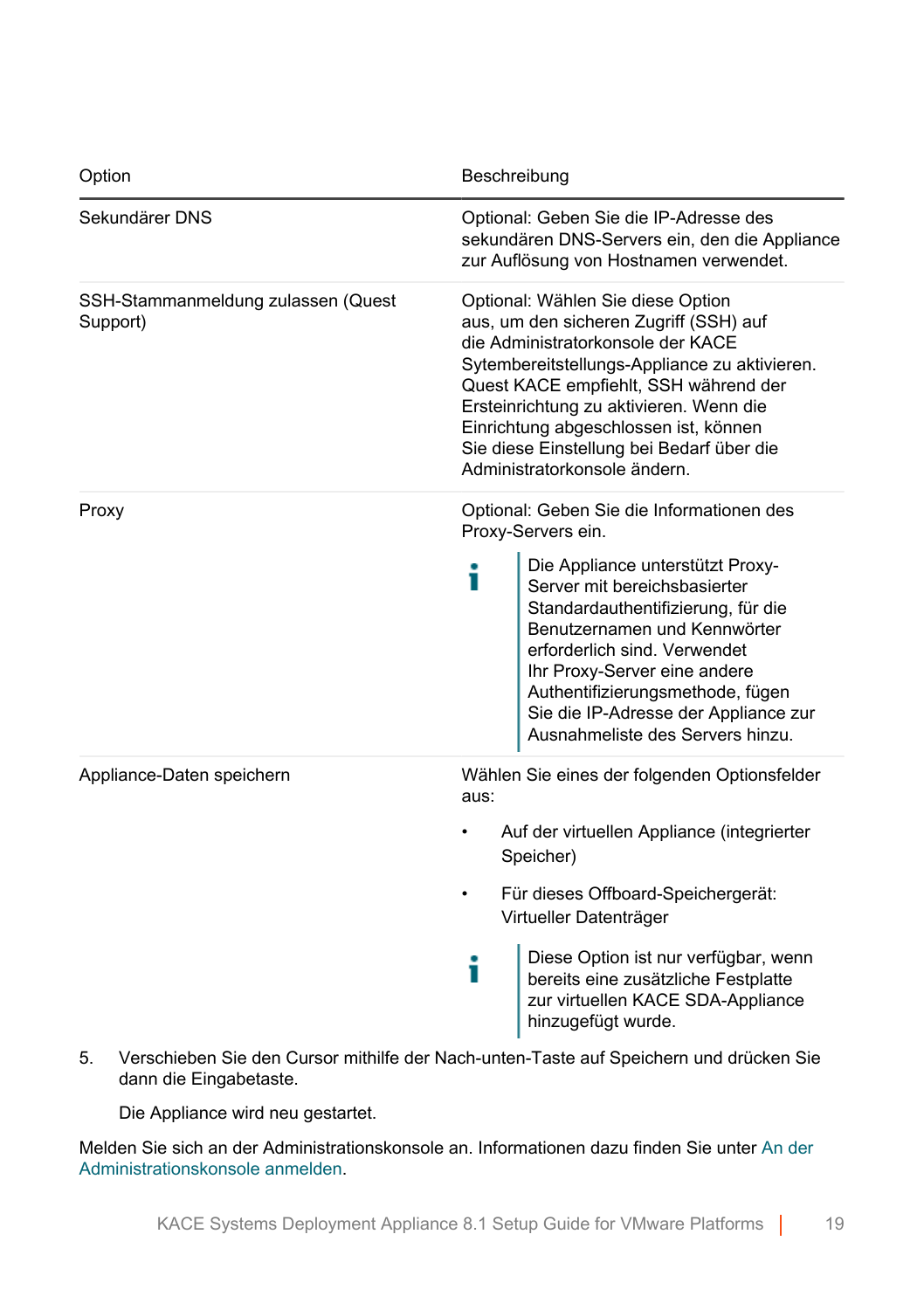| Option | Beschreibung |
| --- | --- |
| Sekundärer DNS | Optional: Geben Sie die IP-Adresse des sekundären DNS-Servers ein, den die Appliance zur Auflösung von Hostnamen verwendet. |
| SSH-Stammanmeldung zulassen (Quest Support) | Optional: Wählen Sie diese Option aus, um den sicheren Zugriff (SSH) auf die Administratorkonsole der KACE Sytembereitstellungs-Appliance zu aktivieren. Quest KACE empfiehlt, SSH während der Ersteinrichtung zu aktivieren. Wenn die Einrichtung abgeschlossen ist, können Sie diese Einstellung bei Bedarf über die Administratorkonsole ändern. |
| Proxy | Optional: Geben Sie die Informationen des Proxy-Servers ein.<br><br>ℹ Die Appliance unterstützt Proxy-Server mit bereichsbasierter Standardauthentifizierung, für die Benutzernamen und Kennwörter erforderlich sind. Verwendet Ihr Proxy-Server eine andere Authentifizierungsmethode, fügen Sie die IP-Adresse der Appliance zur Ausnahmeliste des Servers hinzu. |
| Appliance-Daten speichern | Wählen Sie eines der folgenden Optionsfelder aus:<br><br>• Auf der virtuellen Appliance (integrierter Speicher)<br>• Für dieses Offboard-Speichergerät: Virtueller Datenträger<br><br>ℹ Diese Option ist nur verfügbar, wenn bereits eine zusätzliche Festplatte zur virtuellen KACE SDA-Appliance hinzugefügt wurde. |

5. Verschieben Sie den Cursor mithilfe der Nach-unten-Taste auf Speichern und drücken Sie dann die Eingabetaste.

   Die Appliance wird neu gestartet.

Melden Sie sich an der Administrationskonsole an. Informationen dazu finden Sie unter An der Administrationskonsole anmelden.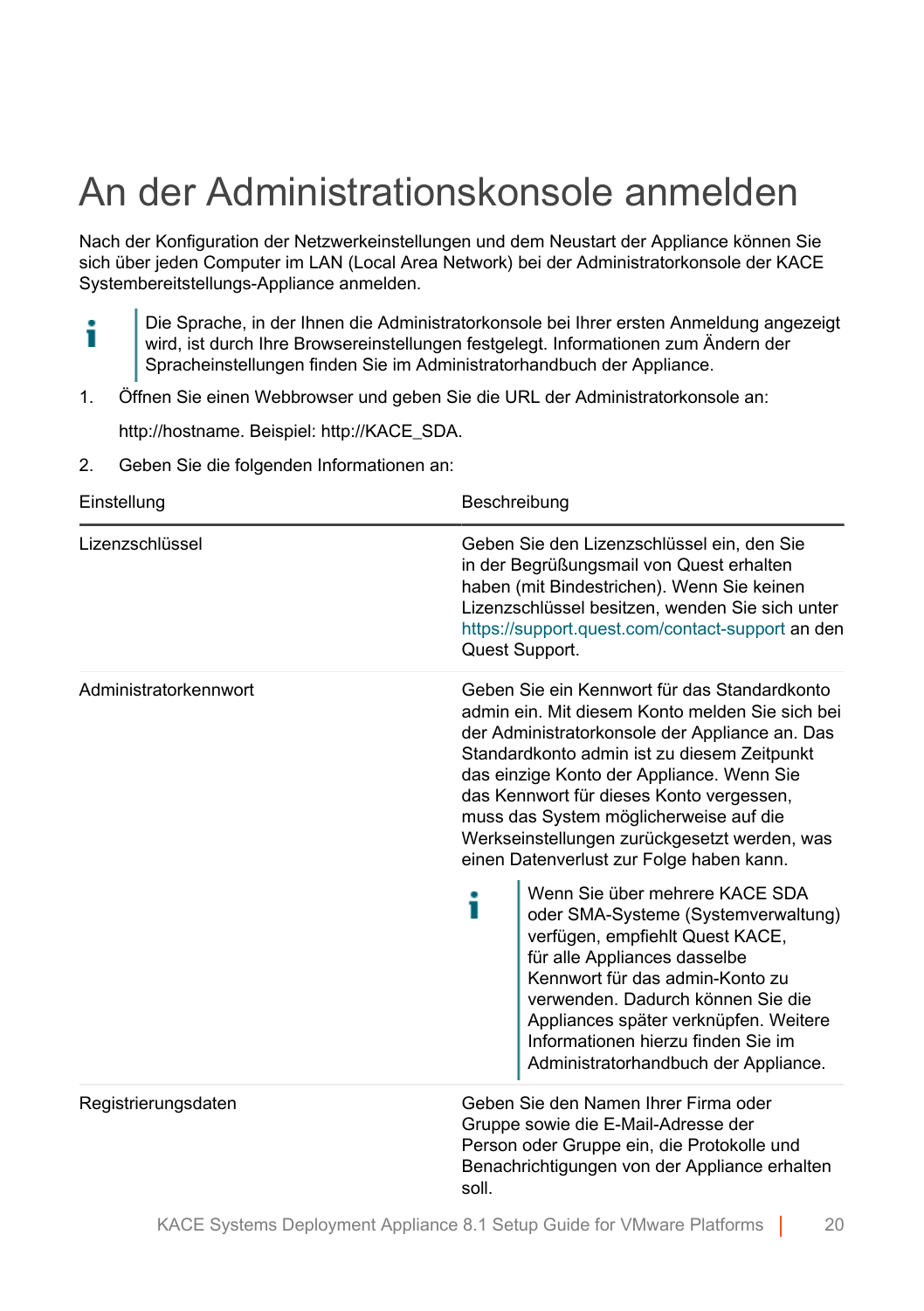# An der Administrationskonsole anmelden

Nach der Konfiguration der Netzwerkeinstellungen und dem Neustart der Appliance können Sie sich über jeden Computer im LAN (Local Area Network) bei der Administratorkonsole der KACE Systembereitstellungs-Appliance anmelden.

> Die Sprache, in der Ihnen die Administratorkonsole bei Ihrer ersten Anmeldung angezeigt wird, ist durch Ihre Browsereinstellungen festgelegt. Informationen zum Ändern der Spracheinstellungen finden Sie im Administratorhandbuch der Appliance.

1. Öffnen Sie einen Webbrowser und geben Sie die URL der Administratorkonsole an:

   http://hostname. Beispiel: http://KACE_SDA.

2. Geben Sie die folgenden Informationen an:

| Einstellung | Beschreibung |
| --- | --- |
| Lizenzschlüssel | Geben Sie den Lizenzschlüssel ein, den Sie in der Begrüßungsmail von Quest erhalten haben (mit Bindestrichen). Wenn Sie keinen Lizenzschlüssel besitzen, wenden Sie sich unter https://support.quest.com/contact-support an den Quest Support. |
| Administratorkennwort | Geben Sie ein Kennwort für das Standardkonto admin ein. Mit diesem Konto melden Sie sich bei der Administratorkonsole der Appliance an. Das Standardkonto admin ist zu diesem Zeitpunkt das einzige Konto der Appliance. Wenn Sie das Kennwort für dieses Konto vergessen, muss das System möglicherweise auf die Werkseinstellungen zurückgesetzt werden, was einen Datenverlust zur Folge haben kann.<br><br>Wenn Sie über mehrere KACE SDA oder SMA-Systeme (Systemverwaltung) verfügen, empfiehlt Quest KACE, für alle Appliances dasselbe Kennwort für das admin-Konto zu verwenden. Dadurch können Sie die Appliances später verknüpfen. Weitere Informationen hierzu finden Sie im Administratorhandbuch der Appliance. |
| Registrierungsdaten | Geben Sie den Namen Ihrer Firma oder Gruppe sowie die E-Mail-Adresse der Person oder Gruppe ein, die Protokolle und Benachrichtigungen von der Appliance erhalten soll. |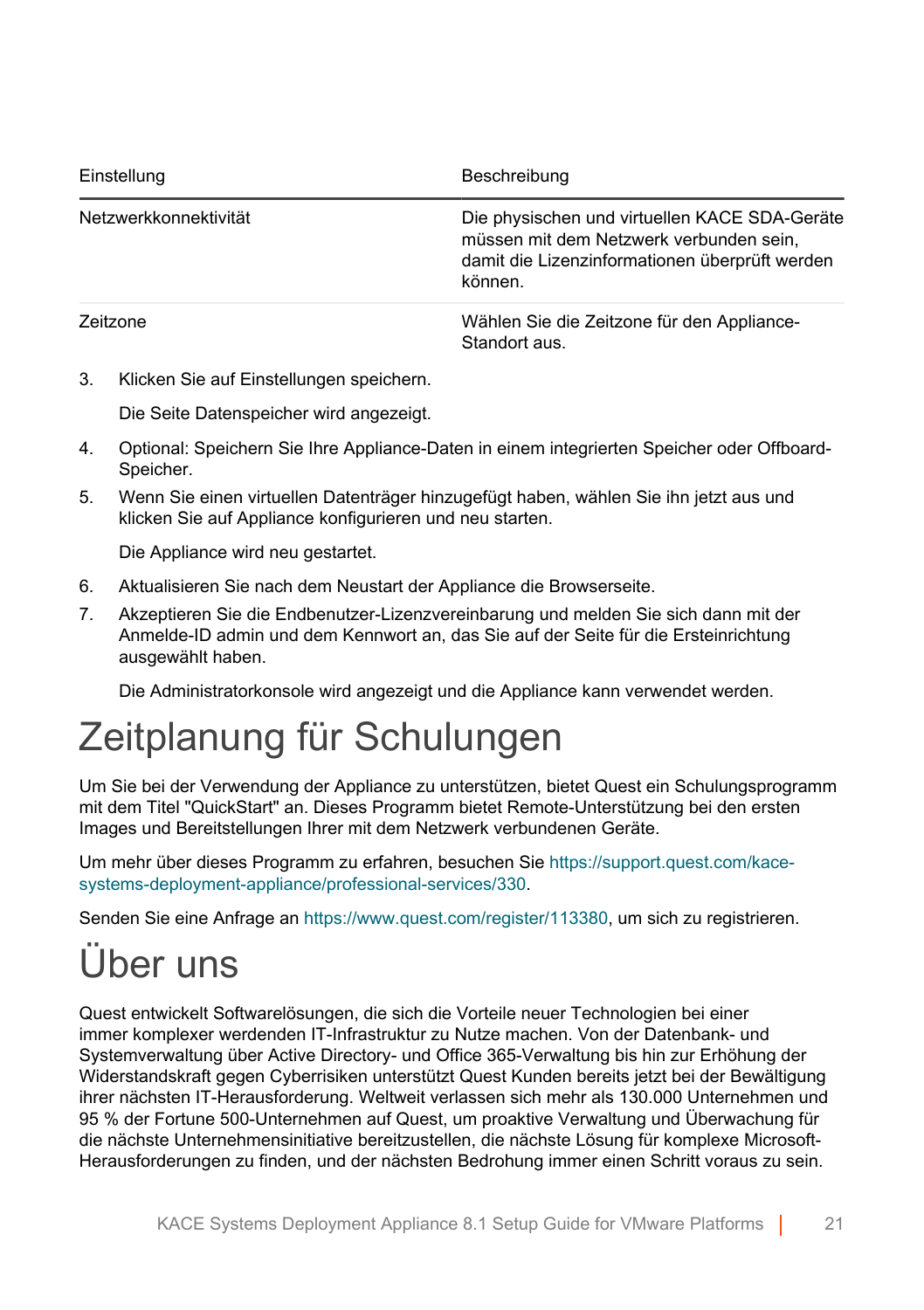| Einstellung | Beschreibung |
| --- | --- |
| Netzwerkkonnektivität | Die physischen und virtuellen KACE SDA-Geräte müssen mit dem Netzwerk verbunden sein, damit die Lizenzinformationen überprüft werden können. |
| Zeitzone | Wählen Sie die Zeitzone für den Appliance-Standort aus. |

3. Klicken Sie auf Einstellungen speichern.

   Die Seite Datenspeicher wird angezeigt.

4. Optional: Speichern Sie Ihre Appliance-Daten in einem integrierten Speicher oder Offboard-Speicher.
5. Wenn Sie einen virtuellen Datenträger hinzugefügt haben, wählen Sie ihn jetzt aus und klicken Sie auf Appliance konfigurieren und neu starten.

   Die Appliance wird neu gestartet.

6. Aktualisieren Sie nach dem Neustart der Appliance die Browserseite.
7. Akzeptieren Sie die Endbenutzer-Lizenzvereinbarung und melden Sie sich dann mit der Anmelde-ID admin und dem Kennwort an, das Sie auf der Seite für die Ersteinrichtung ausgewählt haben.

   Die Administratorkonsole wird angezeigt und die Appliance kann verwendet werden.

# Zeitplanung für Schulungen

Um Sie bei der Verwendung der Appliance zu unterstützen, bietet Quest ein Schulungsprogramm mit dem Titel "QuickStart" an. Dieses Programm bietet Remote-Unterstützung bei den ersten Images und Bereitstellungen Ihrer mit dem Netzwerk verbundenen Geräte.

Um mehr über dieses Programm zu erfahren, besuchen Sie https://support.quest.com/kace-systems-deployment-appliance/professional-services/330.

Senden Sie eine Anfrage an https://www.quest.com/register/113380, um sich zu registrieren.

# Über uns

Quest entwickelt Softwarelösungen, die sich die Vorteile neuer Technologien bei einer immer komplexer werdenden IT-Infrastruktur zu Nutze machen. Von der Datenbank- und Systemverwaltung über Active Directory- und Office 365-Verwaltung bis hin zur Erhöhung der Widerstandskraft gegen Cyberrisiken unterstützt Quest Kunden bereits jetzt bei der Bewältigung ihrer nächsten IT-Herausforderung. Weltweit verlassen sich mehr als 130.000 Unternehmen und 95 % der Fortune 500-Unternehmen auf Quest, um proaktive Verwaltung und Überwachung für die nächste Unternehmensinitiative bereitzustellen, die nächste Lösung für komplexe Microsoft-Herausforderungen zu finden, und der nächsten Bedrohung immer einen Schritt voraus zu sein.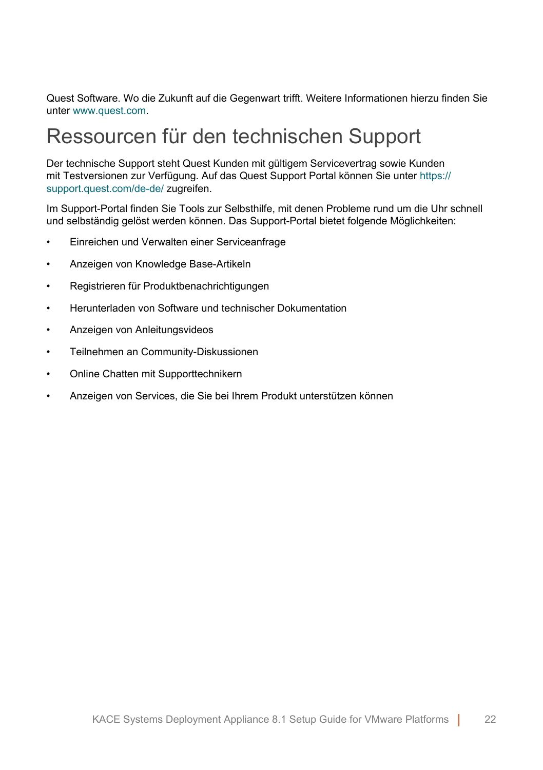Quest Software. Wo die Zukunft auf die Gegenwart trifft. Weitere Informationen hierzu finden Sie unter www.quest.com.

# Ressourcen für den technischen Support

Der technische Support steht Quest Kunden mit gültigem Servicevertrag sowie Kunden mit Testversionen zur Verfügung. Auf das Quest Support Portal können Sie unter https://support.quest.com/de-de/ zugreifen.

Im Support-Portal finden Sie Tools zur Selbsthilfe, mit denen Probleme rund um die Uhr schnell und selbständig gelöst werden können. Das Support-Portal bietet folgende Möglichkeiten:

- Einreichen und Verwalten einer Serviceanfrage
- Anzeigen von Knowledge Base-Artikeln
- Registrieren für Produktbenachrichtigungen
- Herunterladen von Software und technischer Dokumentation
- Anzeigen von Anleitungsvideos
- Teilnehmen an Community-Diskussionen
- Online Chatten mit Supporttechnikern
- Anzeigen von Services, die Sie bei Ihrem Produkt unterstützen können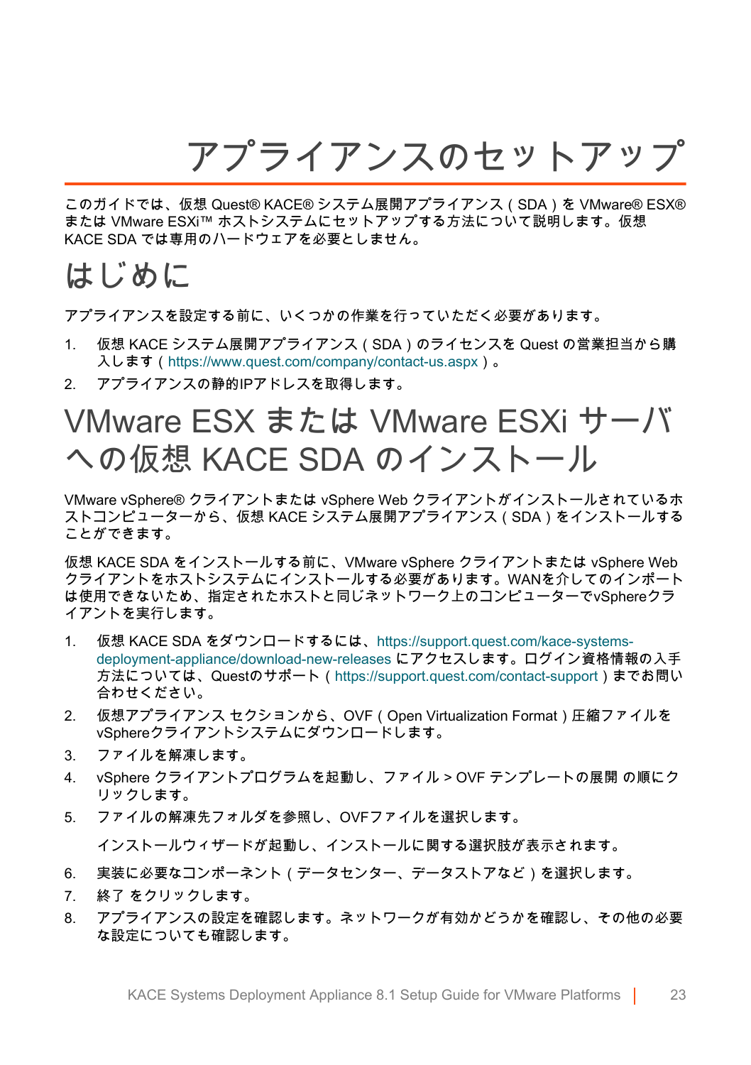# アプライアンスのセットアップ

このガイドでは、仮想 Quest® KACE® システム展開アプライアンス（SDA）を VMware® ESX® または VMware ESXi™ ホストシステムにセットアップする方法について説明します。仮想 KACE SDA では専用のハードウェアを必要としません。

## はじめに

アプライアンスを設定する前に、いくつかの作業を行っていただく必要があります。

1. 仮想 KACE システム展開アプライアンス（SDA）のライセンスを Quest の営業担当から購入します（https://www.quest.com/company/contact-us.aspx）。
2. アプライアンスの静的IPアドレスを取得します。

## VMware ESX または VMware ESXi サーバへの仮想 KACE SDA のインストール

VMware vSphere® クライアントまたは vSphere Web クライアントがインストールされているホストコンピューターから、仮想 KACE システム展開アプライアンス（SDA）をインストールすることができます。

仮想 KACE SDA をインストールする前に、VMware vSphere クライアントまたは vSphere Web クライアントをホストシステムにインストールする必要があります。WANを介してのインポートは使用できないため、指定されたホストと同じネットワーク上のコンピューターでvSphereクライアントを実行します。

1. 仮想 KACE SDA をダウンロードするには、https://support.quest.com/kace-systems-deployment-appliance/download-new-releases にアクセスします。ログイン資格情報の入手方法については、Questのサポート（https://support.quest.com/contact-support）までお問い合わせください。
2. 仮想アプライアンス セクションから、OVF（Open Virtualization Format）圧縮ファイルを vSphereクライアントシステムにダウンロードします。
3. ファイルを解凍します。
4. vSphere クライアントプログラムを起動し、ファイル > OVF テンプレートの展開 の順にクリックします。
5. ファイルの解凍先フォルダを参照し、OVFファイルを選択します。

   インストールウィザードが起動し、インストールに関する選択肢が表示されます。

6. 実装に必要なコンポーネント（データセンター、データストアなど）を選択します。
7. 終了 をクリックします。
8. アプライアンスの設定を確認します。ネットワークが有効かどうかを確認し、その他の必要な設定についても確認します。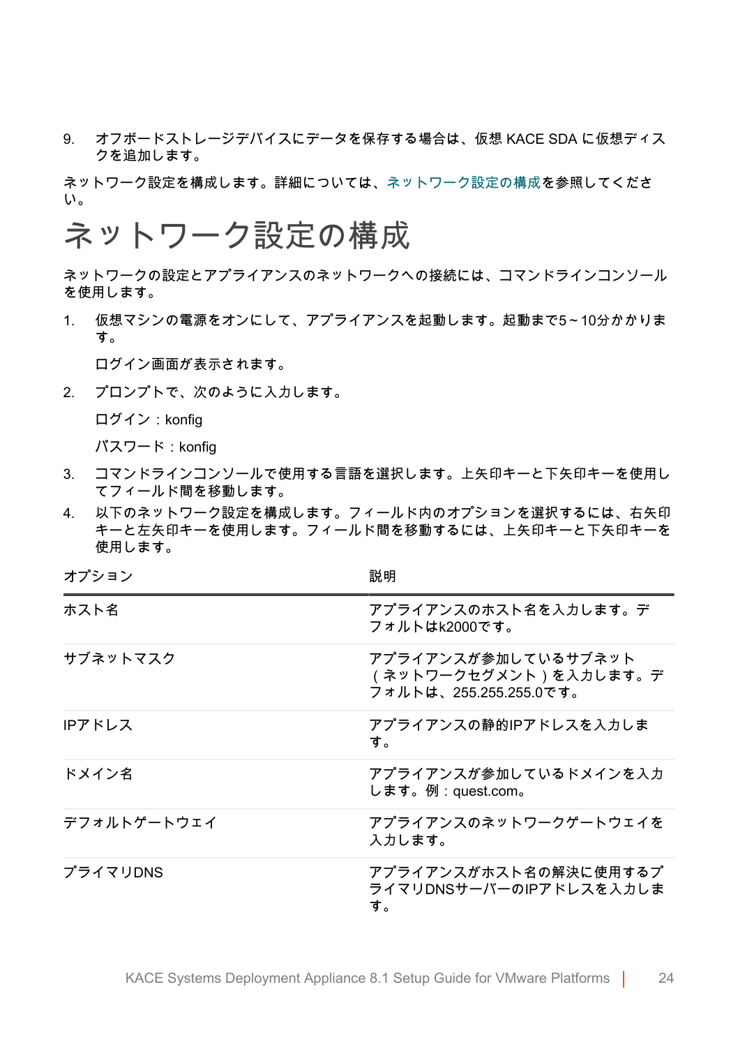9. オフボードストレージデバイスにデータを保存する場合は、仮想 KACE SDA に仮想ディスクを追加します。

ネットワーク設定を構成します。詳細については、ネットワーク設定の構成を参照してください。

# ネットワーク設定の構成

ネットワークの設定とアプライアンスのネットワークへの接続には、コマンドラインコンソールを使用します。

1. 仮想マシンの電源をオンにして、アプライアンスを起動します。起動まで5～10分かかります。

   ログイン画面が表示されます。

2. プロンプトで、次のように入力します。

   ログイン：konfig

   パスワード：konfig

3. コマンドラインコンソールで使用する言語を選択します。上矢印キーと下矢印キーを使用してフィールド間を移動します。
4. 以下のネットワーク設定を構成します。フィールド内のオプションを選択するには、右矢印キーと左矢印キーを使用します。フィールド間を移動するには、上矢印キーと下矢印キーを使用します。

| オプション | 説明 |
|---|---|
| ホスト名 | アプライアンスのホスト名を入力します。デフォルトはk2000です。 |
| サブネットマスク | アプライアンスが参加しているサブネット（ネットワークセグメント）を入力します。デフォルトは、255.255.255.0です。 |
| IPアドレス | アプライアンスの静的IPアドレスを入力します。 |
| ドメイン名 | アプライアンスが参加しているドメインを入力します。例：quest.com。 |
| デフォルトゲートウェイ | アプライアンスのネットワークゲートウェイを入力します。 |
| プライマリDNS | アプライアンスがホスト名の解決に使用するプライマリDNSサーバーのIPアドレスを入力します。 |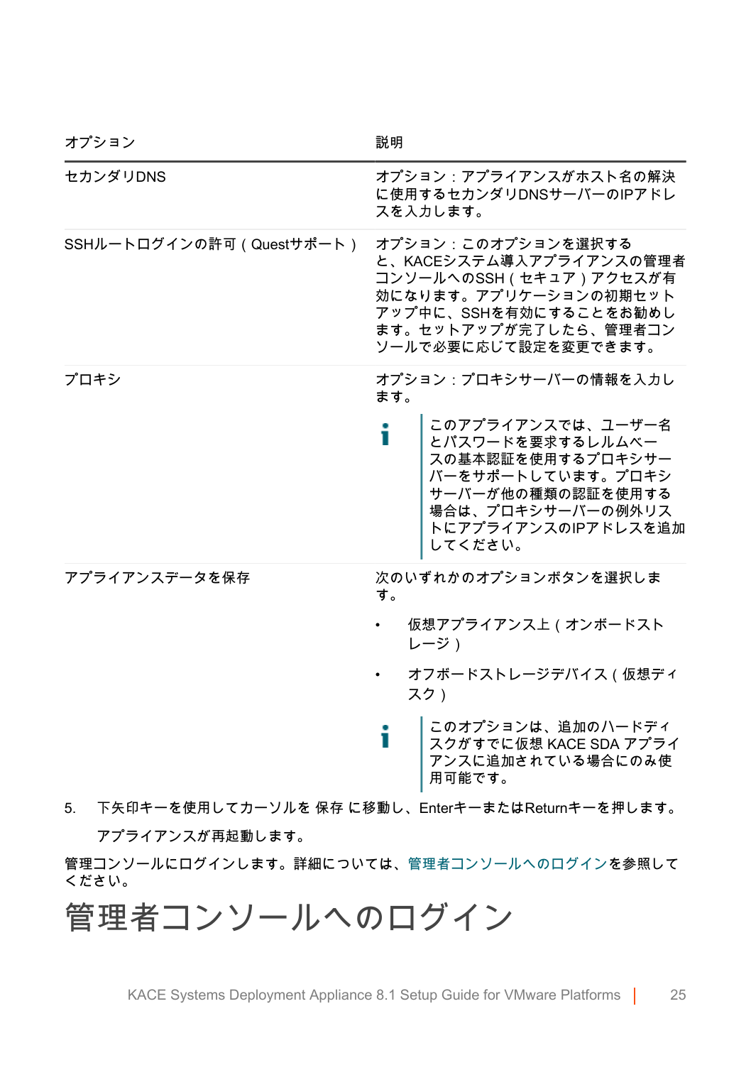| オプション | 説明 |
| --- | --- |
| セカンダリDNS | オプション：アプライアンスがホスト名の解決に使用するセカンダリDNSサーバーのIPアドレスを入力します。 |
| SSHルートログインの許可（Questサポート） | オプション：このオプションを選択すると、KACEシステム導入アプライアンスの管理者コンソールへのSSH（セキュア）アクセスが有効になります。アプリケーションの初期セットアップ中に、SSHを有効にすることをお勧めします。セットアップが完了したら、管理者コンソールで必要に応じて設定を変更できます。 |
| プロキシ | オプション：プロキシサーバーの情報を入力します。<br><br>**i** このアプライアンスでは、ユーザー名とパスワードを要求するレルムベースの基本認証を使用するプロキシサーバーをサポートしています。プロキシサーバーが他の種類の認証を使用する場合は、プロキシサーバーの例外リストにアプライアンスのIPアドレスを追加してください。 |
| アプライアンスデータを保存 | 次のいずれかのオプションボタンを選択します。<br><br>• 仮想アプライアンス上（オンボードストレージ）<br>• オフボードストレージデバイス（仮想ディスク）<br><br>**i** このオプションは、追加のハードディスクがすでに仮想 KACE SDA アプライアンスに追加されている場合にのみ使用可能です。 |

5. 下矢印キーを使用してカーソルを 保存 に移動し、Enterキーまたは Returnキーを押します。

   アプライアンスが再起動します。

管理コンソールにログインします。詳細については、管理者コンソールへのログインを参照してください。

# 管理者コンソールへのログイン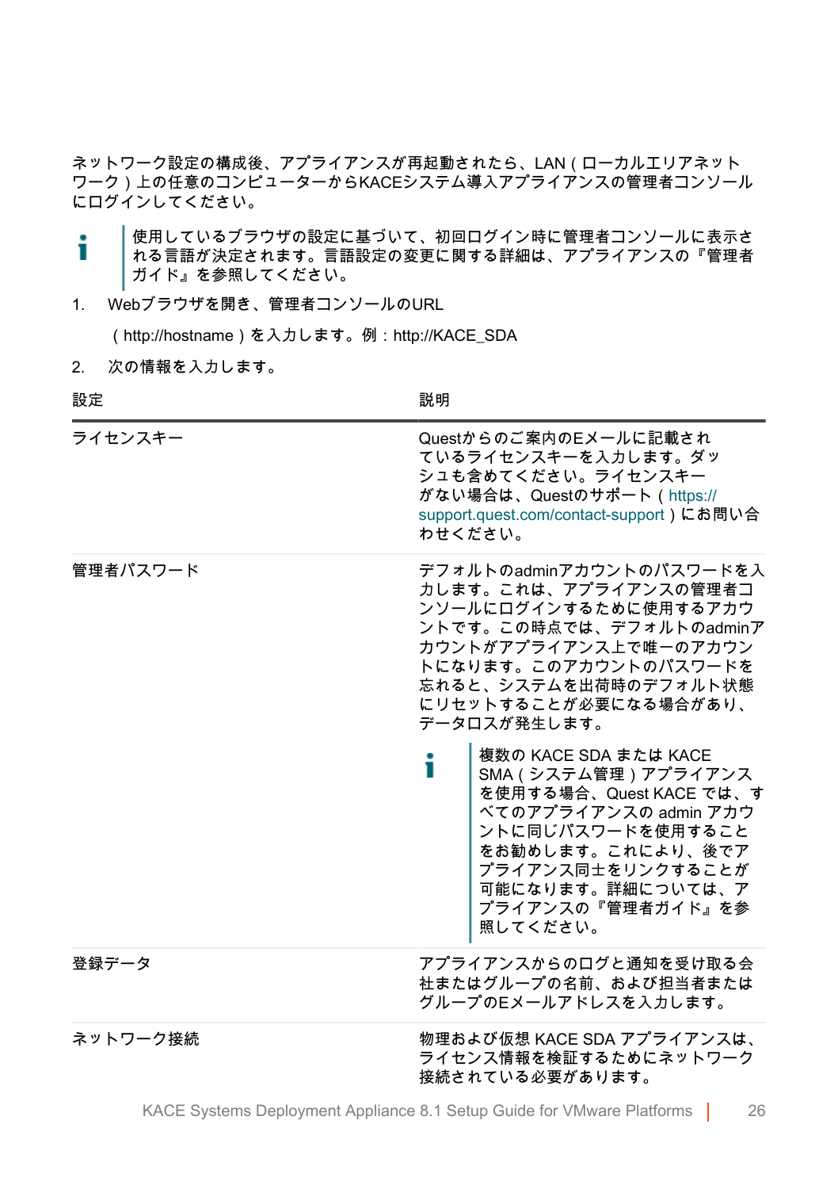ネットワーク設定の構成後、アプライアンスが再起動されたら、LAN（ローカルエリアネットワーク）上の任意のコンピューターからKACEシステム導入アプライアンスの管理者コンソールにログインしてください。

> **i** 使用しているブラウザの設定に基づいて、初回ログイン時に管理者コンソールに表示される言語が決定されます。言語設定の変更に関する詳細は、アプライアンスの『管理者ガイド』を参照してください。

1. Webブラウザを開き、管理者コンソールのURL

   （http://hostname）を入力します。例：http://KACE_SDA

2. 次の情報を入力します。

| 設定 | 説明 |
| --- | --- |
| ライセンスキー | Questからのご案内のEメールに記載されているライセンスキーを入力します。ダッシュも含めてください。ライセンスキーがない場合は、Questのサポート（https://support.quest.com/contact-support）にお問い合わせください。 |
| 管理者パスワード | デフォルトのadminアカウントのパスワードを入力します。これは、アプライアンスの管理者コンソールにログインするために使用するアカウントです。この時点では、デフォルトのadminアカウントがアプライアンス上で唯一のアカウントになります。このアカウントのパスワードを忘れると、システムを出荷時のデフォルト状態にリセットすることが必要になる場合があり、データロスが発生します。<br><br>**i** 複数の KACE SDA または KACE SMA（システム管理）アプライアンスを使用する場合、Quest KACE では、すべてのアプライアンスの admin アカウントに同じパスワードを使用することをお勧めします。これにより、後でアプライアンス同士をリンクすることが可能になります。詳細については、アプライアンスの『管理者ガイド』を参照してください。 |
| 登録データ | アプライアンスからのログと通知を受け取る会社またはグループの名前、および担当者またはグループのEメールアドレスを入力します。 |
| ネットワーク接続 | 物理および仮想 KACE SDA アプライアンスは、ライセンス情報を検証するためにネットワーク接続されている必要があります。 |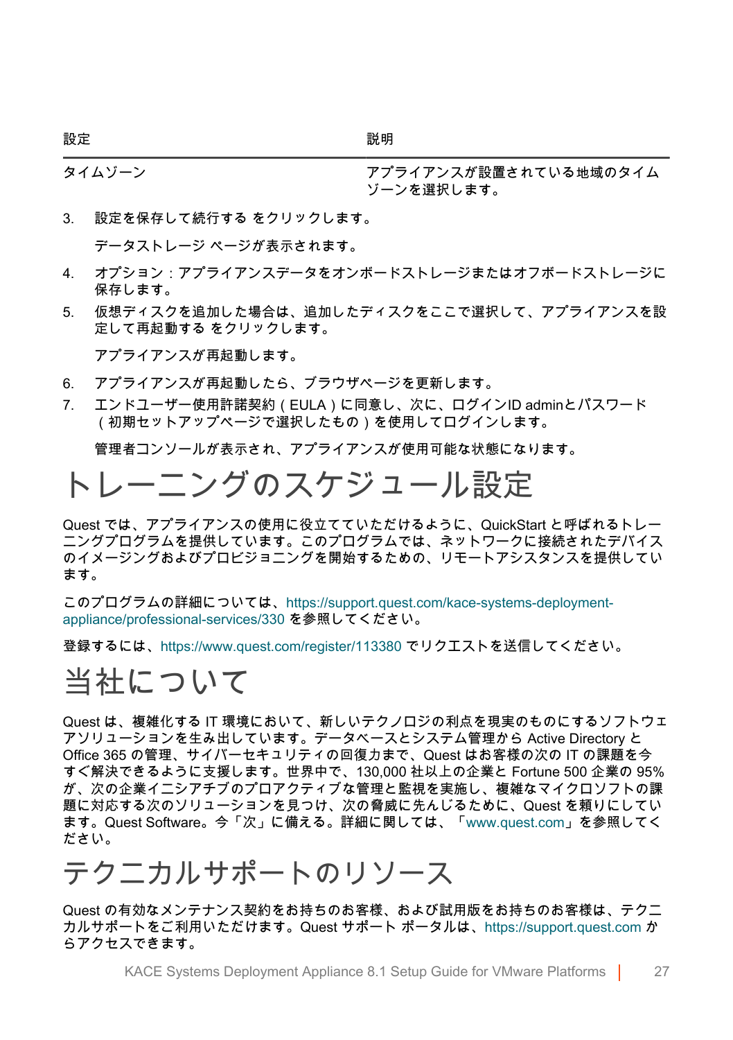| 設定 | 説明 |
| --- | --- |
| タイムゾーン | アプライアンスが設置されている地域のタイムゾーンを選択します。 |

3. 設定を保存して続行する をクリックします。

   データストレージ ページが表示されます。

4. オプション：アプライアンスデータをオンボードストレージまたはオフボードストレージに保存します。
5. 仮想ディスクを追加した場合は、追加したディスクをここで選択して、アプライアンスを設定して再起動する をクリックします。

   アプライアンスが再起動します。

6. アプライアンスが再起動したら、ブラウザページを更新します。
7. エンドユーザー使用許諾契約（EULA）に同意し、次に、ログインID adminとパスワード（初期セットアップページで選択したもの）を使用してログインします。

   管理者コンソールが表示され、アプライアンスが使用可能な状態になります。

# トレーニングのスケジュール設定

Quest では、アプライアンスの使用に役立てていただけるように、QuickStart と呼ばれるトレーニングプログラムを提供しています。このプログラムでは、ネットワークに接続されたデバイスのイメージングおよびプロビジョニングを開始するための、リモートアシスタンスを提供しています。

このプログラムの詳細については、https://support.quest.com/kace-systems-deployment-appliance/professional-services/330 を参照してください。

登録するには、https://www.quest.com/register/113380 でリクエストを送信してください。

# 当社について

Quest は、複雑化する IT 環境において、新しいテクノロジの利点を現実のものにするソフトウェアソリューションを生み出しています。データベースとシステム管理から Active Directory と Office 365 の管理、サイバーセキュリティの回復力まで、Quest はお客様の次の IT の課題を今すぐ解決できるように支援します。世界中で、130,000 社以上の企業と Fortune 500 企業の 95% が、次の企業イニシアチブのプロアクティブな管理と監視を実施し、複雑なマイクロソフトの課題に対応する次のソリューションを見つけ、次の脅威に先んじるために、Quest を頼りにしています。Quest Software。今「次」に備える。詳細に関しては、「www.quest.com」を参照してください。

# テクニカルサポートのリソース

Quest の有効なメンテナンス契約をお持ちのお客様、および試用版をお持ちのお客様は、テクニカルサポートをご利用いただけます。Quest サポート ポータルは、https://support.quest.com からアクセスできます。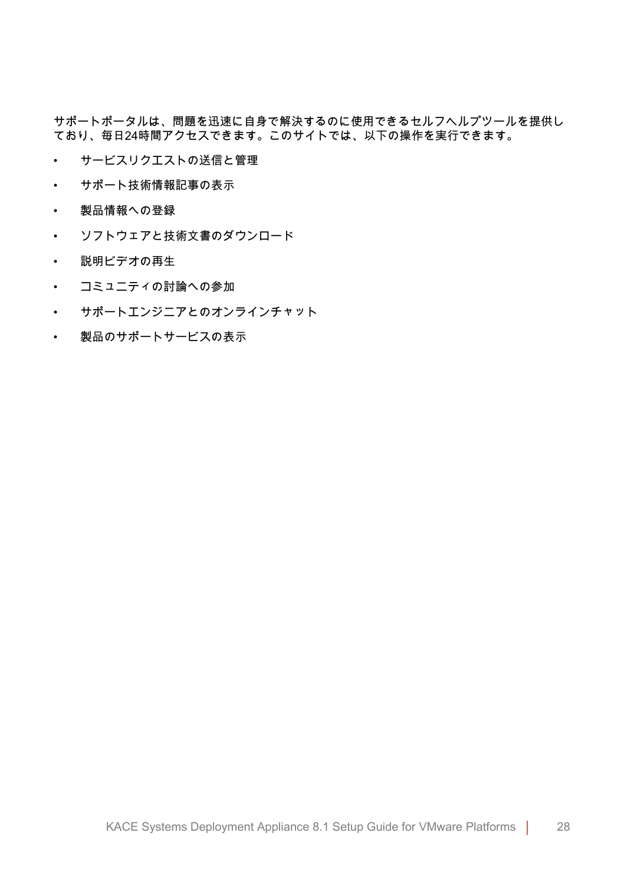サポートポータルは、問題を迅速に自身で解決するのに使用できるセルフヘルプツールを提供しており、毎日24時間アクセスできます。このサイトでは、以下の操作を実行できます。

- サービスリクエストの送信と管理
- サポート技術情報記事の表示
- 製品情報への登録
- ソフトウェアと技術文書のダウンロード
- 説明ビデオの再生
- コミュニティの討論への参加
- サポートエンジニアとのオンラインチャット
- 製品のサポートサービスの表示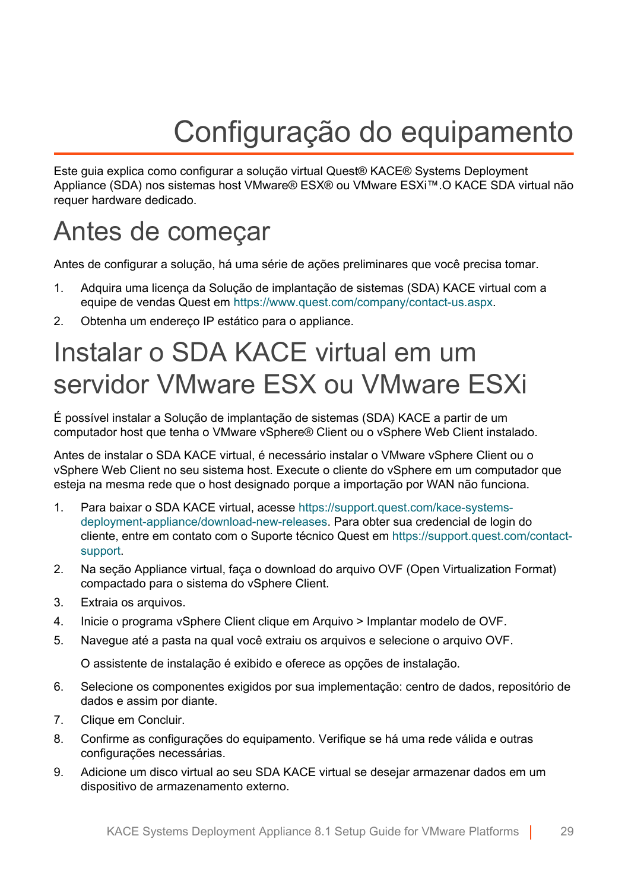# Configuração do equipamento

Este guia explica como configurar a solução virtual Quest® KACE® Systems Deployment Appliance (SDA) nos sistemas host VMware® ESX® ou VMware ESXi™.O KACE SDA virtual não requer hardware dedicado.

## Antes de começar

Antes de configurar a solução, há uma série de ações preliminares que você precisa tomar.

1. Adquira uma licença da Solução de implantação de sistemas (SDA) KACE virtual com a equipe de vendas Quest em https://www.quest.com/company/contact-us.aspx.
2. Obtenha um endereço IP estático para o appliance.

## Instalar o SDA KACE virtual em um servidor VMware ESX ou VMware ESXi

É possível instalar a Solução de implantação de sistemas (SDA) KACE a partir de um computador host que tenha o VMware vSphere® Client ou o vSphere Web Client instalado.

Antes de instalar o SDA KACE virtual, é necessário instalar o VMware vSphere Client ou o vSphere Web Client no seu sistema host. Execute o cliente do vSphere em um computador que esteja na mesma rede que o host designado porque a importação por WAN não funciona.

1. Para baixar o SDA KACE virtual, acesse https://support.quest.com/kace-systems-deployment-appliance/download-new-releases. Para obter sua credencial de login do cliente, entre em contato com o Suporte técnico Quest em https://support.quest.com/contact-support.
2. Na seção Appliance virtual, faça o download do arquivo OVF (Open Virtualization Format) compactado para o sistema do vSphere Client.
3. Extraia os arquivos.
4. Inicie o programa vSphere Client clique em Arquivo > Implantar modelo de OVF.
5. Navegue até a pasta na qual você extraiu os arquivos e selecione o arquivo OVF.

   O assistente de instalação é exibido e oferece as opções de instalação.

6. Selecione os componentes exigidos por sua implementação: centro de dados, repositório de dados e assim por diante.
7. Clique em Concluir.
8. Confirme as configurações do equipamento. Verifique se há uma rede válida e outras configurações necessárias.
9. Adicione um disco virtual ao seu SDA KACE virtual se desejar armazenar dados em um dispositivo de armazenamento externo.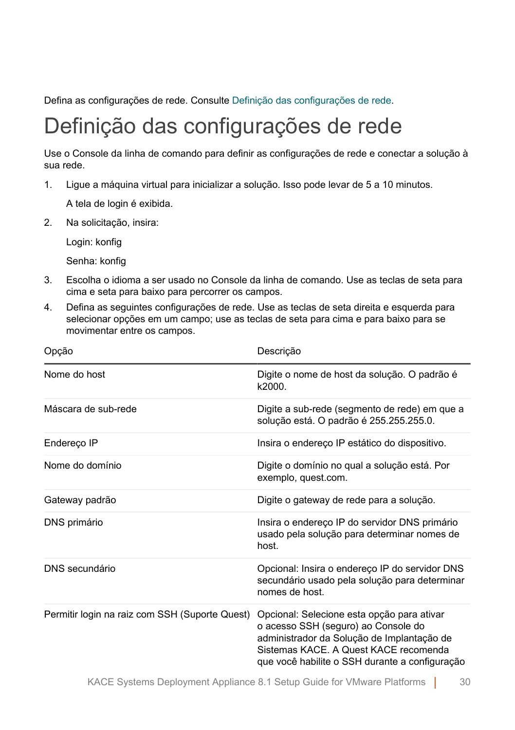Defina as configurações de rede. Consulte Definição das configurações de rede.

# Definição das configurações de rede

Use o Console da linha de comando para definir as configurações de rede e conectar a solução à sua rede.

1. Ligue a máquina virtual para inicializar a solução. Isso pode levar de 5 a 10 minutos.

   A tela de login é exibida.

2. Na solicitação, insira:

   Login: konfig

   Senha: konfig

3. Escolha o idioma a ser usado no Console da linha de comando. Use as teclas de seta para cima e seta para baixo para percorrer os campos.
4. Defina as seguintes configurações de rede. Use as teclas de seta direita e esquerda para selecionar opções em um campo; use as teclas de seta para cima e para baixo para se movimentar entre os campos.

| Opção | Descrição |
|---|---|
| Nome do host | Digite o nome de host da solução. O padrão é k2000. |
| Máscara de sub-rede | Digite a sub-rede (segmento de rede) em que a solução está. O padrão é 255.255.255.0. |
| Endereço IP | Insira o endereço IP estático do dispositivo. |
| Nome do domínio | Digite o domínio no qual a solução está. Por exemplo, quest.com. |
| Gateway padrão | Digite o gateway de rede para a solução. |
| DNS primário | Insira o endereço IP do servidor DNS primário usado pela solução para determinar nomes de host. |
| DNS secundário | Opcional: Insira o endereço IP do servidor DNS secundário usado pela solução para determinar nomes de host. |
| Permitir login na raiz com SSH (Suporte Quest) | Opcional: Selecione esta opção para ativar o acesso SSH (seguro) ao Console do administrador da Solução de Implantação de Sistemas KACE. A Quest KACE recomenda que você habilite o SSH durante a configuração |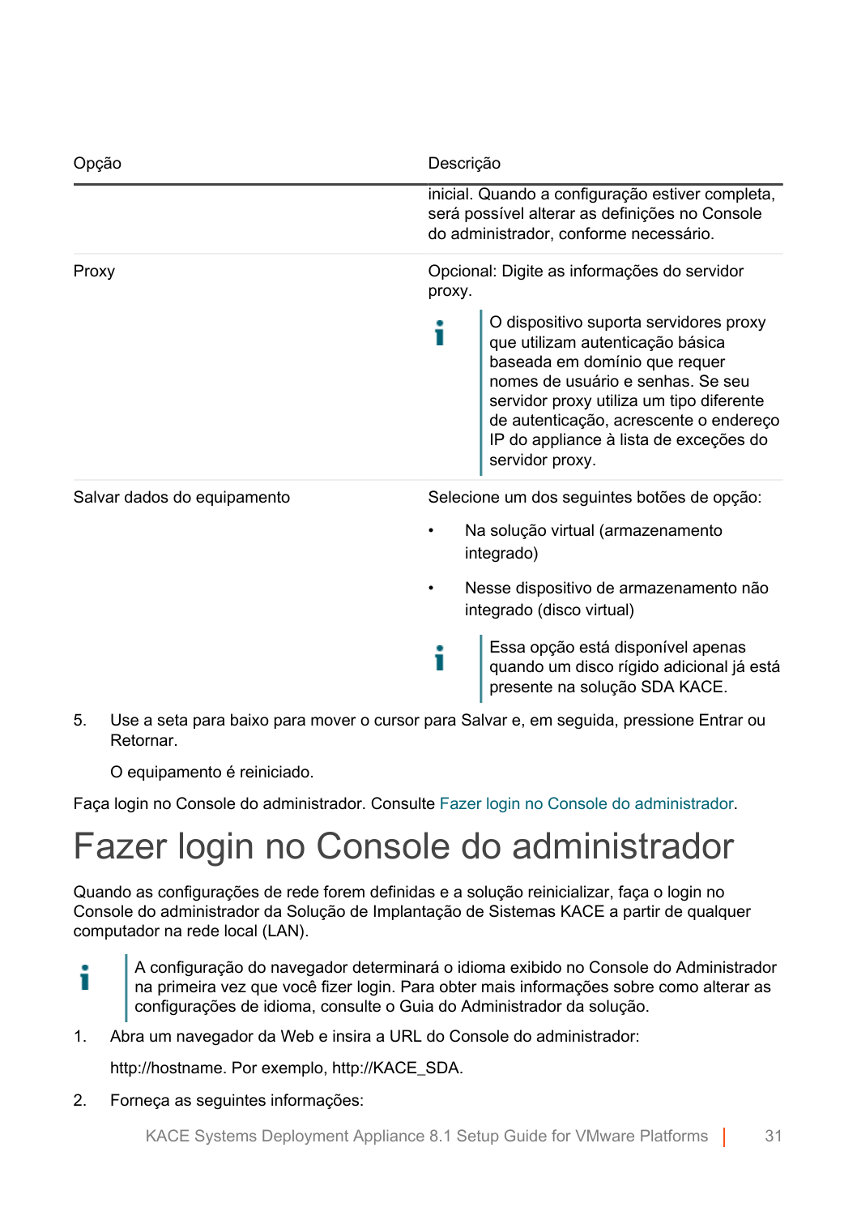| Opção | Descrição |
| --- | --- |
| | inicial. Quando a configuração estiver completa, será possível alterar as definições no Console do administrador, conforme necessário. |
| Proxy | Opcional: Digite as informações do servidor proxy.<br><br>O dispositivo suporta servidores proxy que utilizam autenticação básica baseada em domínio que requer nomes de usuário e senhas. Se seu servidor proxy utiliza um tipo diferente de autenticação, acrescente o endereço IP do appliance à lista de exceções do servidor proxy. |
| Salvar dados do equipamento | Selecione um dos seguintes botões de opção:<br><br>• Na solução virtual (armazenamento integrado)<br>• Nesse dispositivo de armazenamento não integrado (disco virtual)<br><br>Essa opção está disponível apenas quando um disco rígido adicional já está presente na solução SDA KACE. |

5. Use a seta para baixo para mover o cursor para Salvar e, em seguida, pressione Entrar ou Retornar.

   O equipamento é reiniciado.

Faça login no Console do administrador. Consulte Fazer login no Console do administrador.

# Fazer login no Console do administrador

Quando as configurações de rede forem definidas e a solução reinicializar, faça o login no Console do administrador da Solução de Implantação de Sistemas KACE a partir de qualquer computador na rede local (LAN).

> A configuração do navegador determinará o idioma exibido no Console do Administrador na primeira vez que você fizer login. Para obter mais informações sobre como alterar as configurações de idioma, consulte o Guia do Administrador da solução.

1. Abra um navegador da Web e insira a URL do Console do administrador:

   http://hostname. Por exemplo, http://KACE_SDA.

2. Forneça as seguintes informações: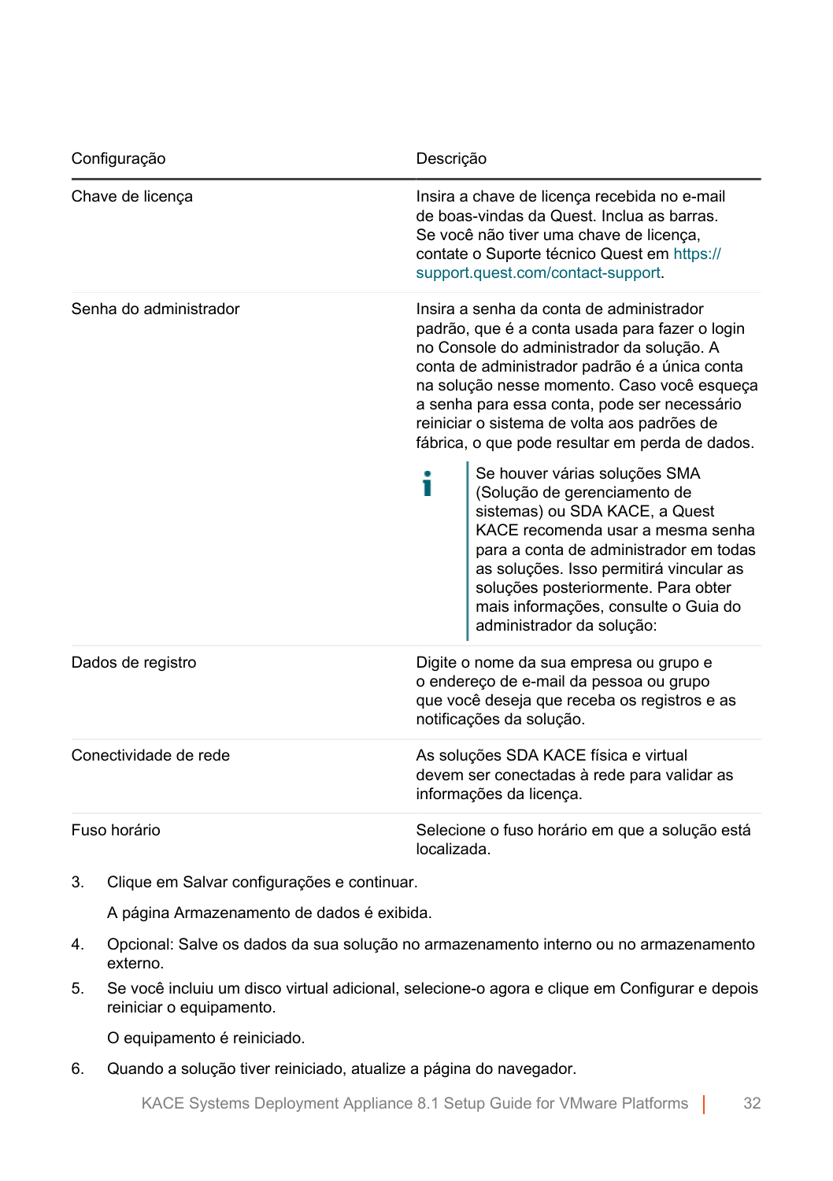| Configuração | Descrição |
|---|---|
| Chave de licença | Insira a chave de licença recebida no e-mail de boas-vindas da Quest. Inclua as barras. Se você não tiver uma chave de licença, contate o Suporte técnico Quest em https://support.quest.com/contact-support. |
| Senha do administrador | Insira a senha da conta de administrador padrão, que é a conta usada para fazer o login no Console do administrador da solução. A conta de administrador padrão é a única conta na solução nesse momento. Caso você esqueça a senha para essa conta, pode ser necessário reiniciar o sistema de volta aos padrões de fábrica, o que pode resultar em perda de dados. <br><br> **i** Se houver várias soluções SMA (Solução de gerenciamento de sistemas) ou SDA KACE, a Quest KACE recomenda usar a mesma senha para a conta de administrador em todas as soluções. Isso permitirá vincular as soluções posteriormente. Para obter mais informações, consulte o Guia do administrador da solução: |
| Dados de registro | Digite o nome da sua empresa ou grupo e o endereço de e-mail da pessoa ou grupo que você deseja que receba os registros e as notificações da solução. |
| Conectividade de rede | As soluções SDA KACE física e virtual devem ser conectadas à rede para validar as informações da licença. |
| Fuso horário | Selecione o fuso horário em que a solução está localizada. |

3. Clique em Salvar configurações e continuar.

   A página Armazenamento de dados é exibida.

4. Opcional: Salve os dados da sua solução no armazenamento interno ou no armazenamento externo.
5. Se você incluiu um disco virtual adicional, selecione-o agora e clique em Configurar e depois reiniciar o equipamento.

   O equipamento é reiniciado.

6. Quando a solução tiver reiniciado, atualize a página do navegador.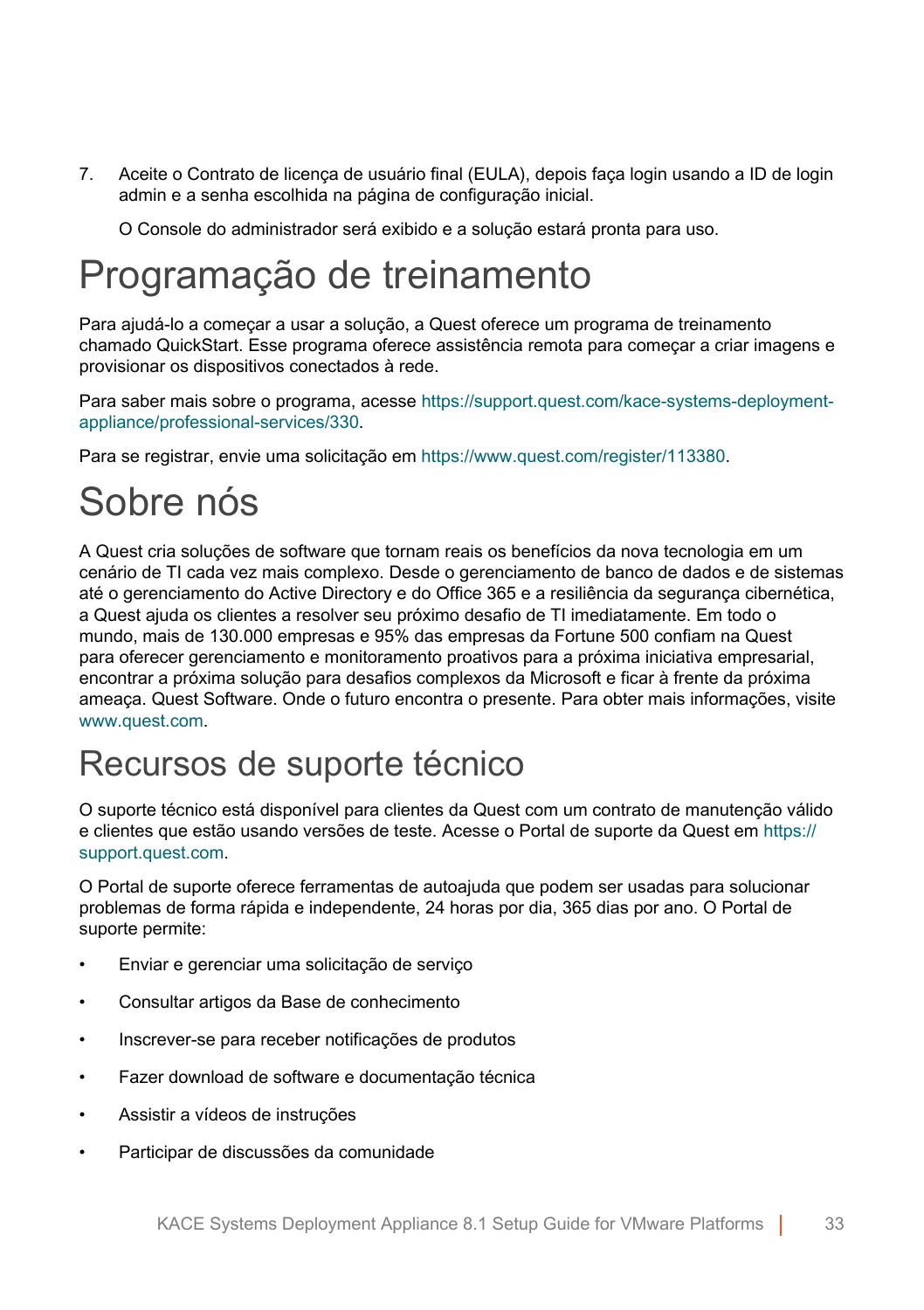7. Aceite o Contrato de licença de usuário final (EULA), depois faça login usando a ID de login admin e a senha escolhida na página de configuração inicial.

   O Console do administrador será exibido e a solução estará pronta para uso.

# Programação de treinamento

Para ajudá-lo a começar a usar a solução, a Quest oferece um programa de treinamento chamado QuickStart. Esse programa oferece assistência remota para começar a criar imagens e provisionar os dispositivos conectados à rede.

Para saber mais sobre o programa, acesse https://support.quest.com/kace-systems-deployment-appliance/professional-services/330.

Para se registrar, envie uma solicitação em https://www.quest.com/register/113380.

# Sobre nós

A Quest cria soluções de software que tornam reais os benefícios da nova tecnologia em um cenário de TI cada vez mais complexo. Desde o gerenciamento de banco de dados e de sistemas até o gerenciamento do Active Directory e do Office 365 e a resiliência da segurança cibernética, a Quest ajuda os clientes a resolver seu próximo desafio de TI imediatamente. Em todo o mundo, mais de 130.000 empresas e 95% das empresas da Fortune 500 confiam na Quest para oferecer gerenciamento e monitoramento proativos para a próxima iniciativa empresarial, encontrar a próxima solução para desafios complexos da Microsoft e ficar à frente da próxima ameaça. Quest Software. Onde o futuro encontra o presente. Para obter mais informações, visite www.quest.com.

## Recursos de suporte técnico

O suporte técnico está disponível para clientes da Quest com um contrato de manutenção válido e clientes que estão usando versões de teste. Acesse o Portal de suporte da Quest em https://support.quest.com.

O Portal de suporte oferece ferramentas de autoajuda que podem ser usadas para solucionar problemas de forma rápida e independente, 24 horas por dia, 365 dias por ano. O Portal de suporte permite:

- Enviar e gerenciar uma solicitação de serviço
- Consultar artigos da Base de conhecimento
- Inscrever-se para receber notificações de produtos
- Fazer download de software e documentação técnica
- Assistir a vídeos de instruções
- Participar de discussões da comunidade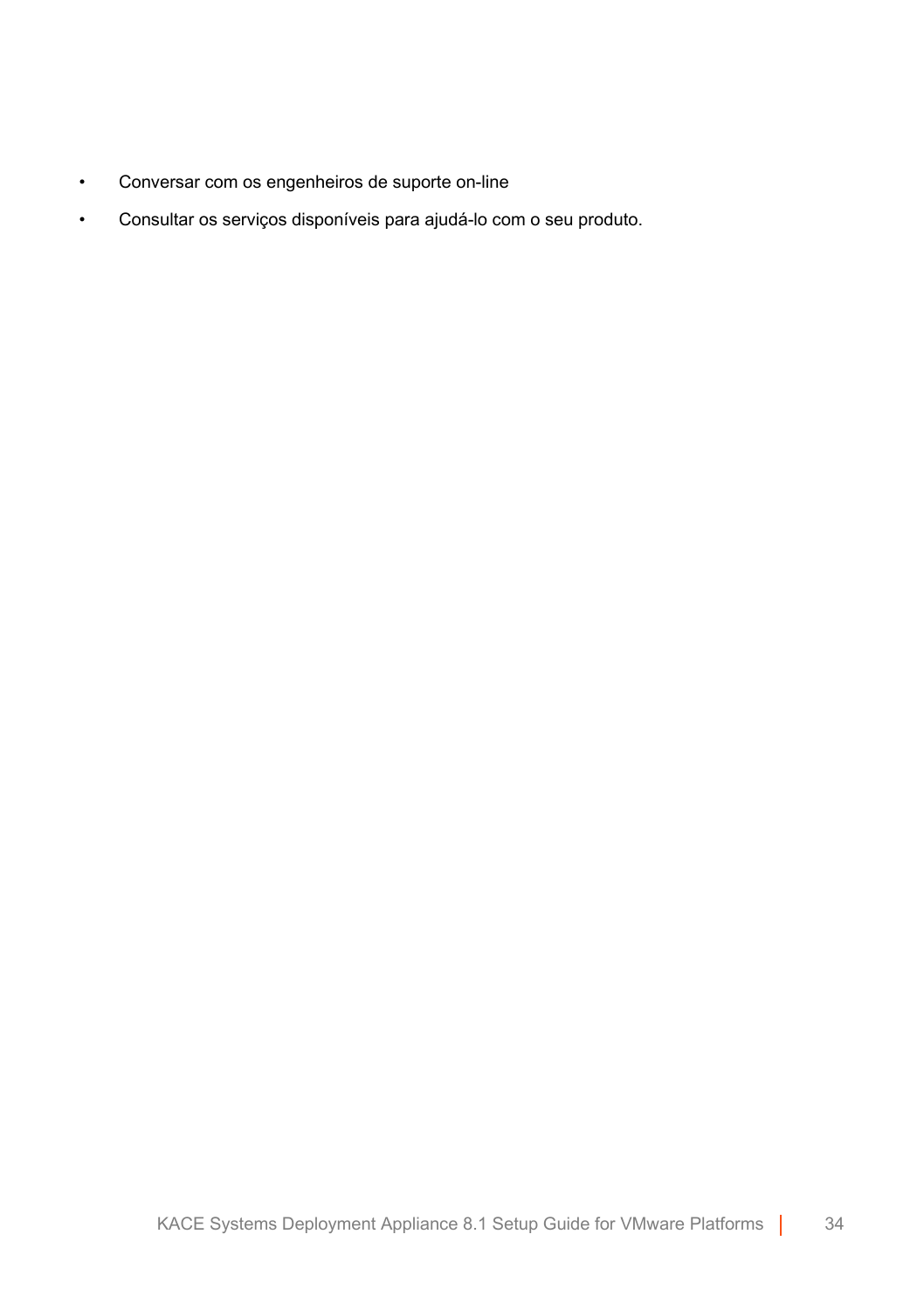- Conversar com os engenheiros de suporte on-line
- Consultar os serviços disponíveis para ajudá-lo com o seu produto.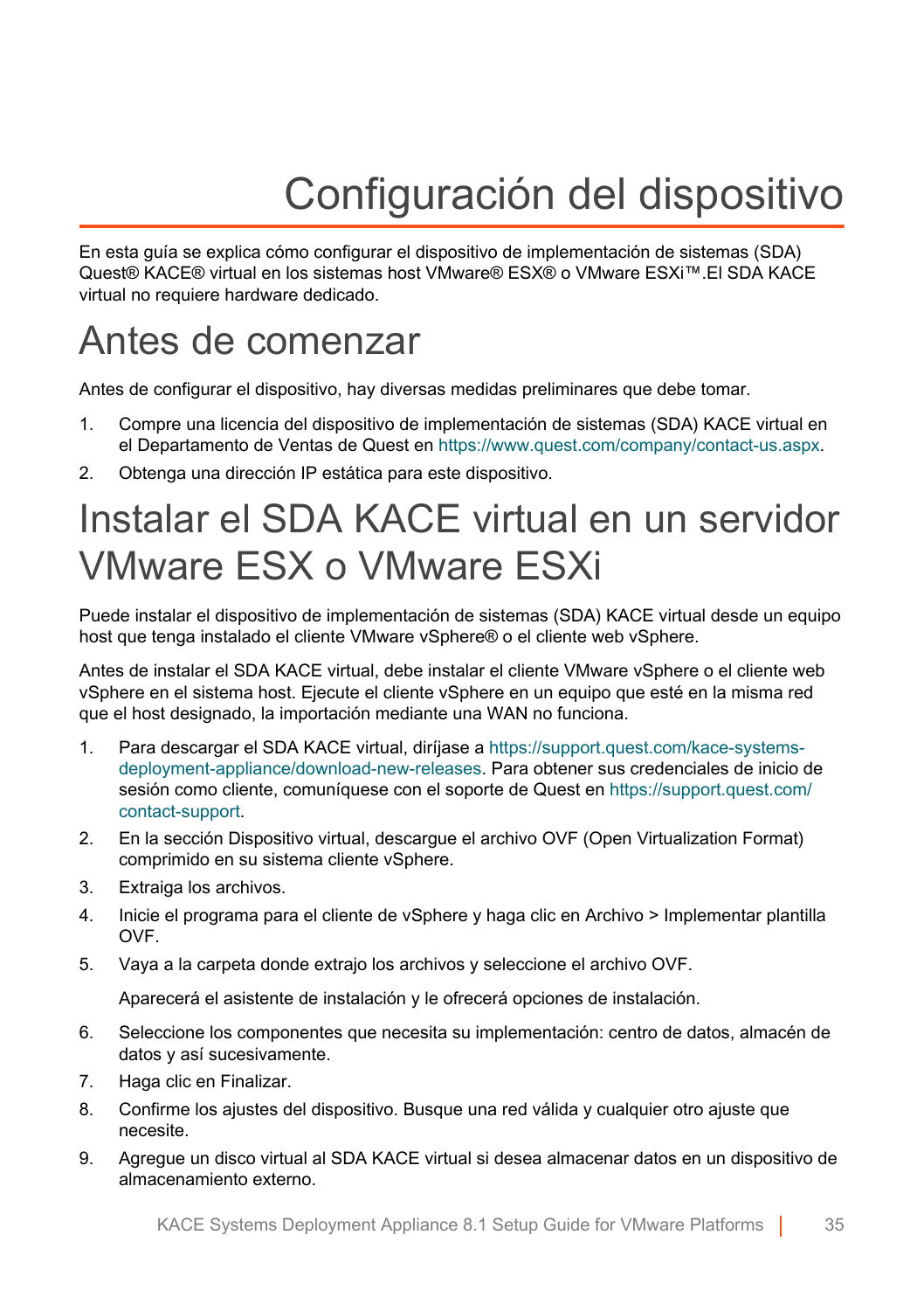# Configuración del dispositivo

En esta guía se explica cómo configurar el dispositivo de implementación de sistemas (SDA) Quest® KACE® virtual en los sistemas host VMware® ESX® o VMware ESXi™.El SDA KACE virtual no requiere hardware dedicado.

## Antes de comenzar

Antes de configurar el dispositivo, hay diversas medidas preliminares que debe tomar.

1. Compre una licencia del dispositivo de implementación de sistemas (SDA) KACE virtual en el Departamento de Ventas de Quest en https://www.quest.com/company/contact-us.aspx.
2. Obtenga una dirección IP estática para este dispositivo.

## Instalar el SDA KACE virtual en un servidor VMware ESX o VMware ESXi

Puede instalar el dispositivo de implementación de sistemas (SDA) KACE virtual desde un equipo host que tenga instalado el cliente VMware vSphere® o el cliente web vSphere.

Antes de instalar el SDA KACE virtual, debe instalar el cliente VMware vSphere o el cliente web vSphere en el sistema host. Ejecute el cliente vSphere en un equipo que esté en la misma red que el host designado, la importación mediante una WAN no funciona.

1. Para descargar el SDA KACE virtual, diríjase a https://support.quest.com/kace-systems-deployment-appliance/download-new-releases. Para obtener sus credenciales de inicio de sesión como cliente, comuníquese con el soporte de Quest en https://support.quest.com/contact-support.
2. En la sección Dispositivo virtual, descargue el archivo OVF (Open Virtualization Format) comprimido en su sistema cliente vSphere.
3. Extraiga los archivos.
4. Inicie el programa para el cliente de vSphere y haga clic en Archivo > Implementar plantilla OVF.
5. Vaya a la carpeta donde extrajo los archivos y seleccione el archivo OVF.

   Aparecerá el asistente de instalación y le ofrecerá opciones de instalación.
6. Seleccione los componentes que necesita su implementación: centro de datos, almacén de datos y así sucesivamente.
7. Haga clic en Finalizar.
8. Confirme los ajustes del dispositivo. Busque una red válida y cualquier otro ajuste que necesite.
9. Agregue un disco virtual al SDA KACE virtual si desea almacenar datos en un dispositivo de almacenamiento externo.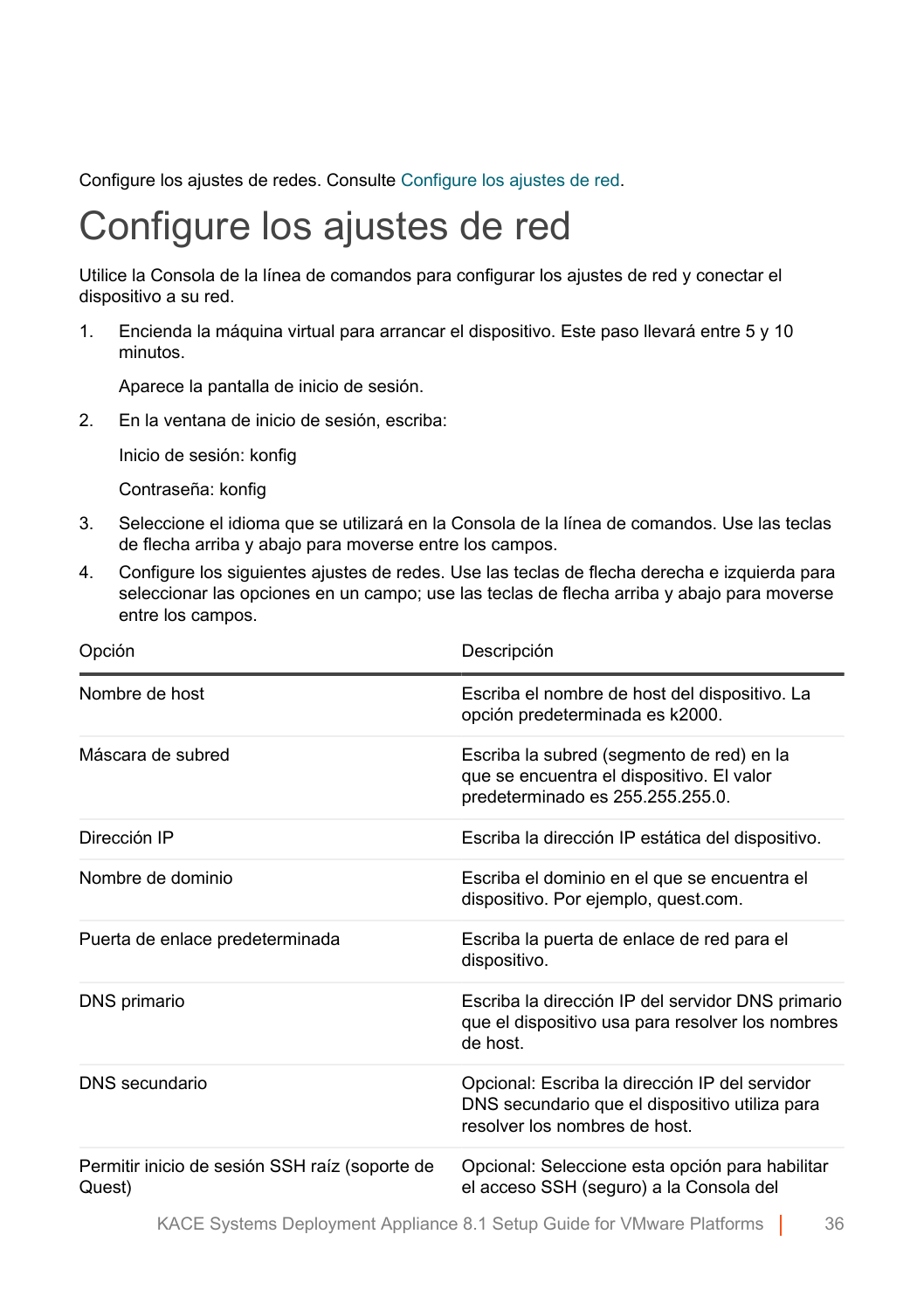Configure los ajustes de redes. Consulte Configure los ajustes de red.

# Configure los ajustes de red

Utilice la Consola de la línea de comandos para configurar los ajustes de red y conectar el dispositivo a su red.

1. Encienda la máquina virtual para arrancar el dispositivo. Este paso llevará entre 5 y 10 minutos.

   Aparece la pantalla de inicio de sesión.

2. En la ventana de inicio de sesión, escriba:

   Inicio de sesión: konfig

   Contraseña: konfig

3. Seleccione el idioma que se utilizará en la Consola de la línea de comandos. Use las teclas de flecha arriba y abajo para moverse entre los campos.
4. Configure los siguientes ajustes de redes. Use las teclas de flecha derecha e izquierda para seleccionar las opciones en un campo; use las teclas de flecha arriba y abajo para moverse entre los campos.

| Opción | Descripción |
|---|---|
| Nombre de host | Escriba el nombre de host del dispositivo. La opción predeterminada es k2000. |
| Máscara de subred | Escriba la subred (segmento de red) en la que se encuentra el dispositivo. El valor predeterminado es 255.255.255.0. |
| Dirección IP | Escriba la dirección IP estática del dispositivo. |
| Nombre de dominio | Escriba el dominio en el que se encuentra el dispositivo. Por ejemplo, quest.com. |
| Puerta de enlace predeterminada | Escriba la puerta de enlace de red para el dispositivo. |
| DNS primario | Escriba la dirección IP del servidor DNS primario que el dispositivo usa para resolver los nombres de host. |
| DNS secundario | Opcional: Escriba la dirección IP del servidor DNS secundario que el dispositivo utiliza para resolver los nombres de host. |
| Permitir inicio de sesión SSH raíz (soporte de Quest) | Opcional: Seleccione esta opción para habilitar el acceso SSH (seguro) a la Consola del |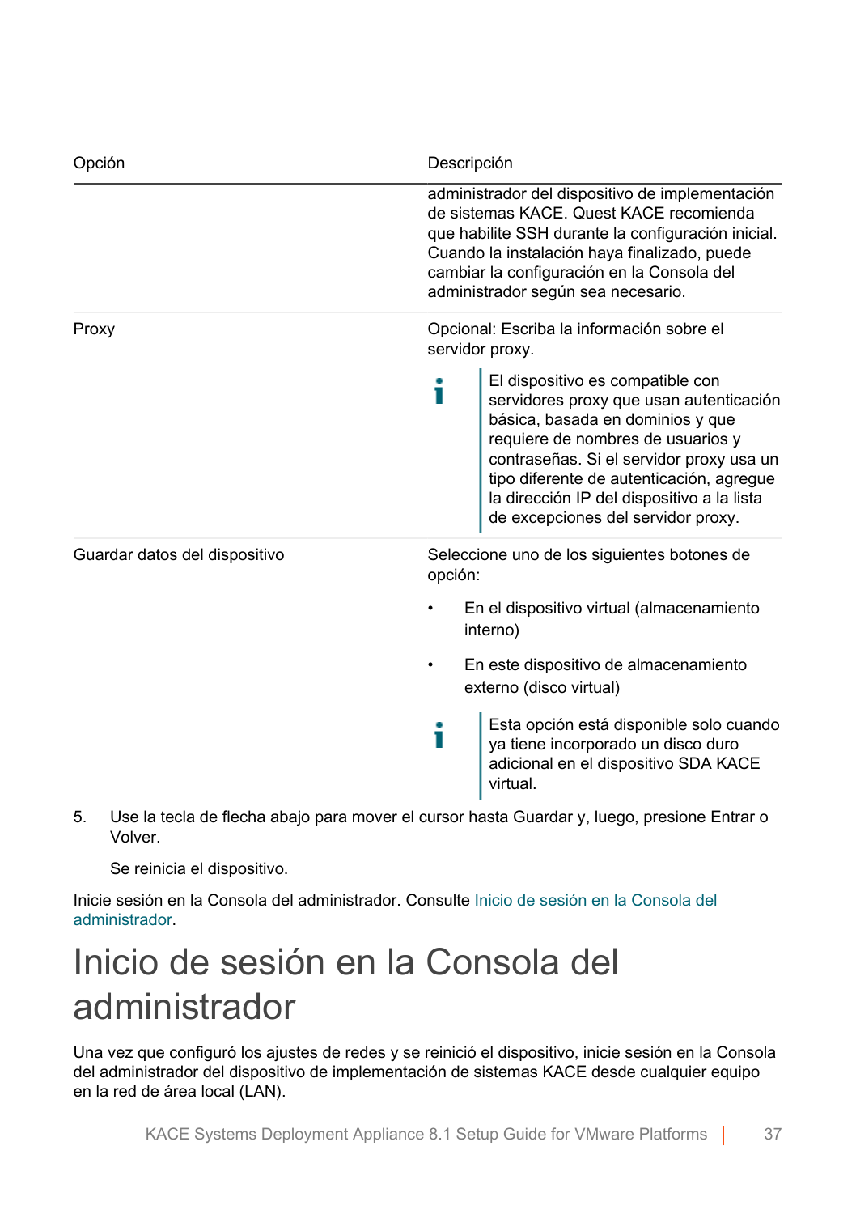| Opción | Descripción |
|---|---|
| | administrador del dispositivo de implementación de sistemas KACE. Quest KACE recomienda que habilite SSH durante la configuración inicial. Cuando la instalación haya finalizado, puede cambiar la configuración en la Consola del administrador según sea necesario. |
| Proxy | Opcional: Escriba la información sobre el servidor proxy.<br><br>El dispositivo es compatible con servidores proxy que usan autenticación básica, basada en dominios y que requiere de nombres de usuarios y contraseñas. Si el servidor proxy usa un tipo diferente de autenticación, agregue la dirección IP del dispositivo a la lista de excepciones del servidor proxy. |
| Guardar datos del dispositivo | Seleccione uno de los siguientes botones de opción:<br><br>• En el dispositivo virtual (almacenamiento interno)<br><br>• En este dispositivo de almacenamiento externo (disco virtual)<br><br>Esta opción está disponible solo cuando ya tiene incorporado un disco duro adicional en el dispositivo SDA KACE virtual. |

5. Use la tecla de flecha abajo para mover el cursor hasta Guardar y, luego, presione Entrar o Volver.

   Se reinicia el dispositivo.

Inicie sesión en la Consola del administrador. Consulte Inicio de sesión en la Consola del administrador.

# Inicio de sesión en la Consola del administrador

Una vez que configuró los ajustes de redes y se reinició el dispositivo, inicie sesión en la Consola del administrador del dispositivo de implementación de sistemas KACE desde cualquier equipo en la red de área local (LAN).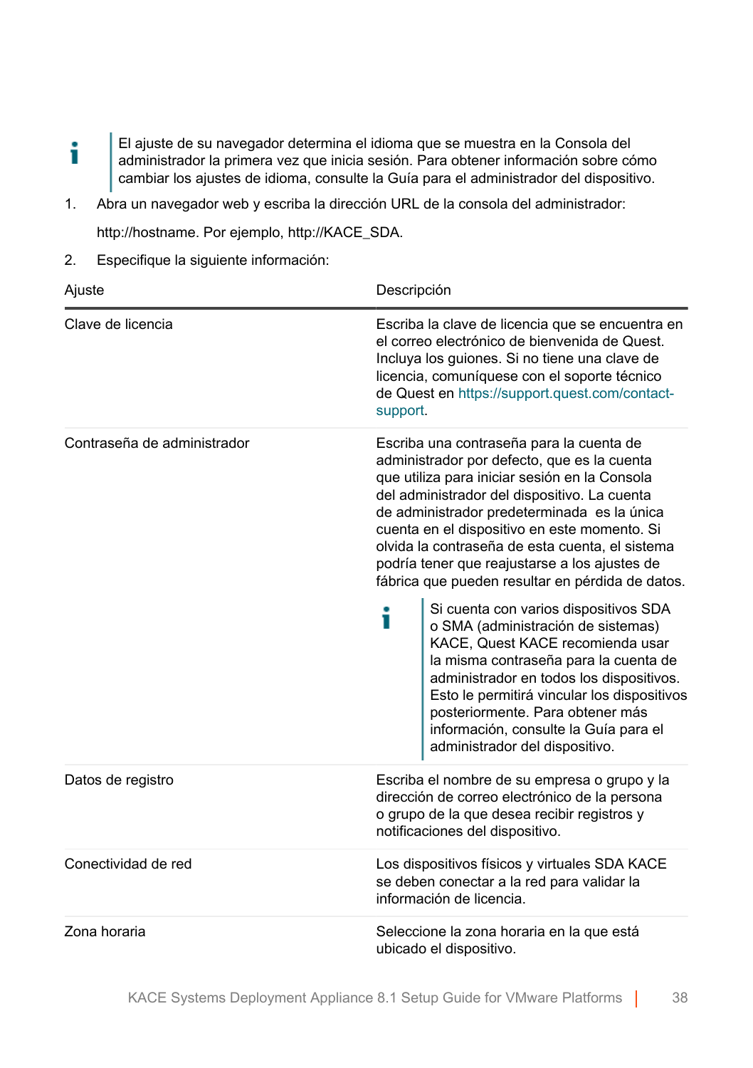> El ajuste de su navegador determina el idioma que se muestra en la Consola del administrador la primera vez que inicia sesión. Para obtener información sobre cómo cambiar los ajustes de idioma, consulte la Guía para el administrador del dispositivo.

1. Abra un navegador web y escriba la dirección URL de la consola del administrador:

   http://hostname. Por ejemplo, http://KACE_SDA.

2. Especifique la siguiente información:

| Ajuste | Descripción |
|---|---|
| Clave de licencia | Escriba la clave de licencia que se encuentra en el correo electrónico de bienvenida de Quest. Incluya los guiones. Si no tiene una clave de licencia, comuníquese con el soporte técnico de Quest en https://support.quest.com/contact-support. |
| Contraseña de administrador | Escriba una contraseña para la cuenta de administrador por defecto, que es la cuenta que utiliza para iniciar sesión en la Consola del administrador del dispositivo. La cuenta de administrador predeterminada es la única cuenta en el dispositivo en este momento. Si olvida la contraseña de esta cuenta, el sistema podría tener que reajustarse a los ajustes de fábrica que pueden resultar en pérdida de datos. <br><br> Si cuenta con varios dispositivos SDA o SMA (administración de sistemas) KACE, Quest KACE recomienda usar la misma contraseña para la cuenta de administrador en todos los dispositivos. Esto le permitirá vincular los dispositivos posteriormente. Para obtener más información, consulte la Guía para el administrador del dispositivo. |
| Datos de registro | Escriba el nombre de su empresa o grupo y la dirección de correo electrónico de la persona o grupo de la que desea recibir registros y notificaciones del dispositivo. |
| Conectividad de red | Los dispositivos físicos y virtuales SDA KACE se deben conectar a la red para validar la información de licencia. |
| Zona horaria | Seleccione la zona horaria en la que está ubicado el dispositivo. |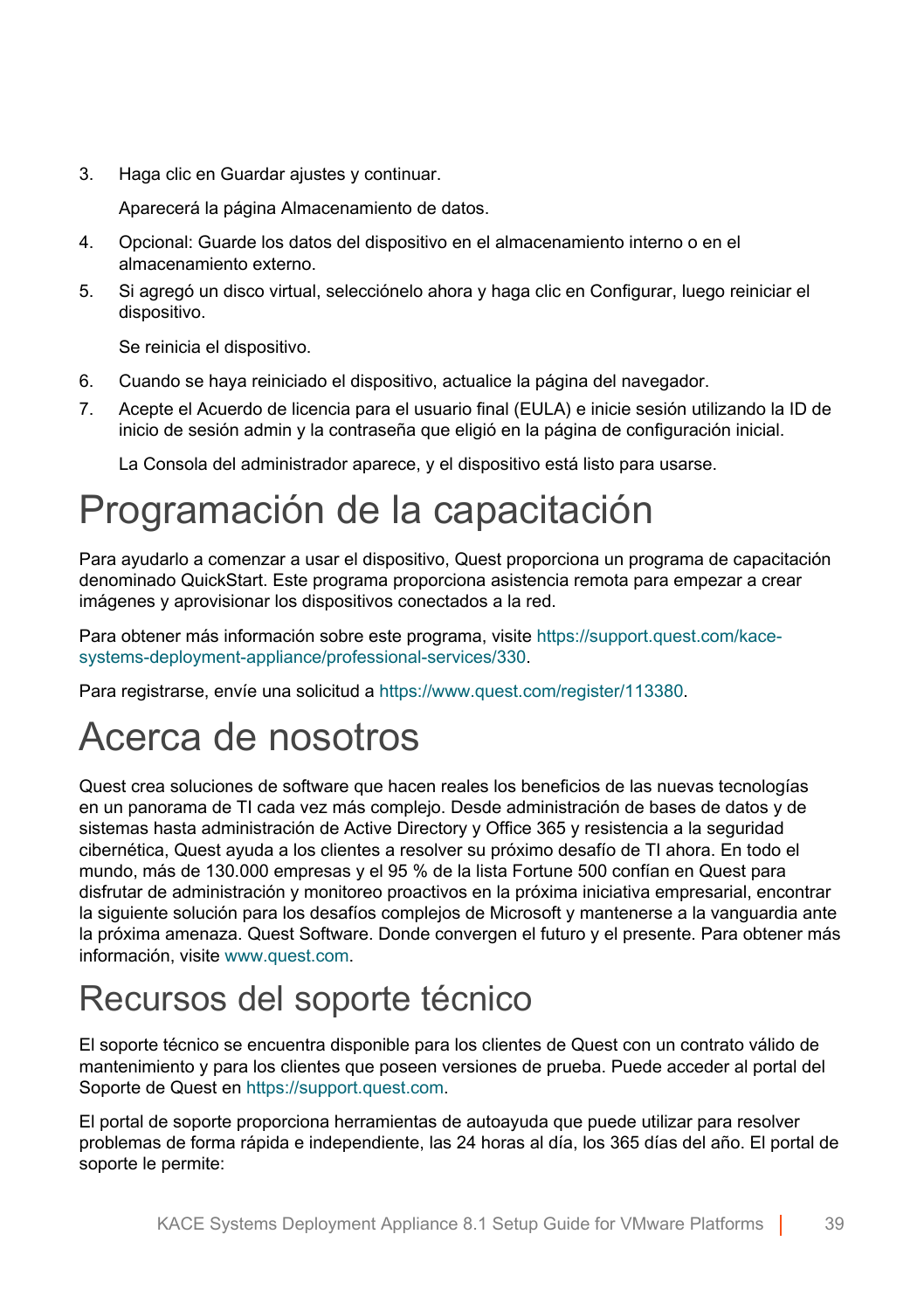3. Haga clic en Guardar ajustes y continuar.

   Aparecerá la página Almacenamiento de datos.

4. Opcional: Guarde los datos del dispositivo en el almacenamiento interno o en el almacenamiento externo.
5. Si agregó un disco virtual, selecciónelo ahora y haga clic en Configurar, luego reiniciar el dispositivo.

   Se reinicia el dispositivo.

6. Cuando se haya reiniciado el dispositivo, actualice la página del navegador.
7. Acepte el Acuerdo de licencia para el usuario final (EULA) e inicie sesión utilizando la ID de inicio de sesión admin y la contraseña que eligió en la página de configuración inicial.

   La Consola del administrador aparece, y el dispositivo está listo para usarse.

# Programación de la capacitación

Para ayudarlo a comenzar a usar el dispositivo, Quest proporciona un programa de capacitación denominado QuickStart. Este programa proporciona asistencia remota para empezar a crear imágenes y aprovisionar los dispositivos conectados a la red.

Para obtener más información sobre este programa, visite https://support.quest.com/kace-systems-deployment-appliance/professional-services/330.

Para registrarse, envíe una solicitud a https://www.quest.com/register/113380.

# Acerca de nosotros

Quest crea soluciones de software que hacen reales los beneficios de las nuevas tecnologías en un panorama de TI cada vez más complejo. Desde administración de bases de datos y de sistemas hasta administración de Active Directory y Office 365 y resistencia a la seguridad cibernética, Quest ayuda a los clientes a resolver su próximo desafío de TI ahora. En todo el mundo, más de 130.000 empresas y el 95 % de la lista Fortune 500 confían en Quest para disfrutar de administración y monitoreo proactivos en la próxima iniciativa empresarial, encontrar la siguiente solución para los desafíos complejos de Microsoft y mantenerse a la vanguardia ante la próxima amenaza. Quest Software. Donde convergen el futuro y el presente. Para obtener más información, visite www.quest.com.

## Recursos del soporte técnico

El soporte técnico se encuentra disponible para los clientes de Quest con un contrato válido de mantenimiento y para los clientes que poseen versiones de prueba. Puede acceder al portal del Soporte de Quest en https://support.quest.com.

El portal de soporte proporciona herramientas de autoayuda que puede utilizar para resolver problemas de forma rápida e independiente, las 24 horas al día, los 365 días del año. El portal de soporte le permite: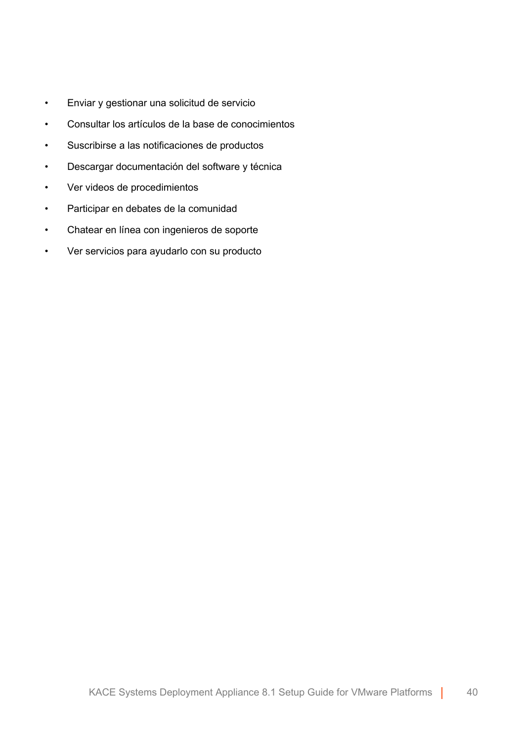- Enviar y gestionar una solicitud de servicio
- Consultar los artículos de la base de conocimientos
- Suscribirse a las notificaciones de productos
- Descargar documentación del software y técnica
- Ver videos de procedimientos
- Participar en debates de la comunidad
- Chatear en línea con ingenieros de soporte
- Ver servicios para ayudarlo con su producto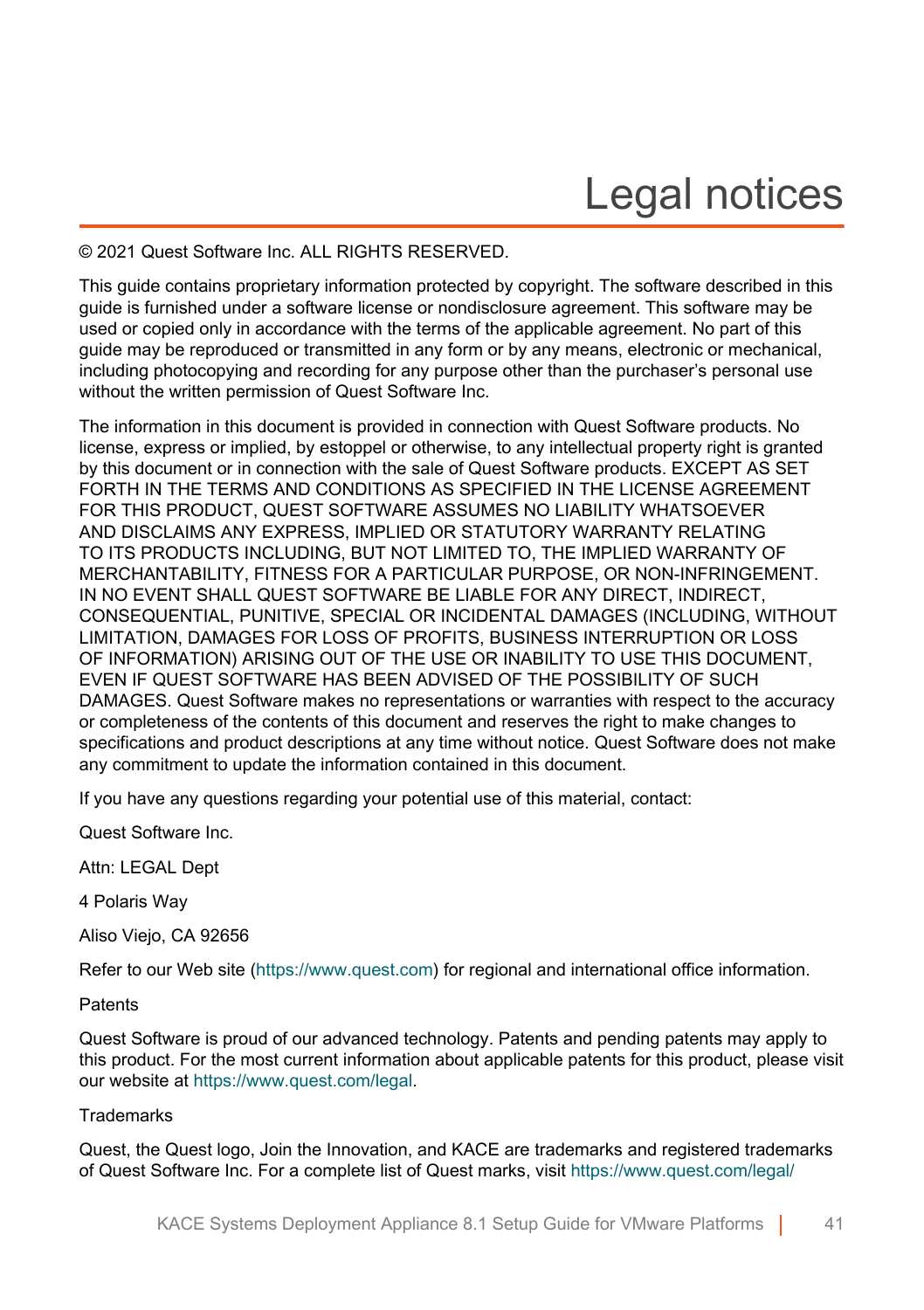# Legal notices

© 2021 Quest Software Inc. ALL RIGHTS RESERVED.

This guide contains proprietary information protected by copyright. The software described in this guide is furnished under a software license or nondisclosure agreement. This software may be used or copied only in accordance with the terms of the applicable agreement. No part of this guide may be reproduced or transmitted in any form or by any means, electronic or mechanical, including photocopying and recording for any purpose other than the purchaser's personal use without the written permission of Quest Software Inc.

The information in this document is provided in connection with Quest Software products. No license, express or implied, by estoppel or otherwise, to any intellectual property right is granted by this document or in connection with the sale of Quest Software products. EXCEPT AS SET FORTH IN THE TERMS AND CONDITIONS AS SPECIFIED IN THE LICENSE AGREEMENT FOR THIS PRODUCT, QUEST SOFTWARE ASSUMES NO LIABILITY WHATSOEVER AND DISCLAIMS ANY EXPRESS, IMPLIED OR STATUTORY WARRANTY RELATING TO ITS PRODUCTS INCLUDING, BUT NOT LIMITED TO, THE IMPLIED WARRANTY OF MERCHANTABILITY, FITNESS FOR A PARTICULAR PURPOSE, OR NON-INFRINGEMENT. IN NO EVENT SHALL QUEST SOFTWARE BE LIABLE FOR ANY DIRECT, INDIRECT, CONSEQUENTIAL, PUNITIVE, SPECIAL OR INCIDENTAL DAMAGES (INCLUDING, WITHOUT LIMITATION, DAMAGES FOR LOSS OF PROFITS, BUSINESS INTERRUPTION OR LOSS OF INFORMATION) ARISING OUT OF THE USE OR INABILITY TO USE THIS DOCUMENT, EVEN IF QUEST SOFTWARE HAS BEEN ADVISED OF THE POSSIBILITY OF SUCH DAMAGES. Quest Software makes no representations or warranties with respect to the accuracy or completeness of the contents of this document and reserves the right to make changes to specifications and product descriptions at any time without notice. Quest Software does not make any commitment to update the information contained in this document.

If you have any questions regarding your potential use of this material, contact:

Quest Software Inc.

Attn: LEGAL Dept

4 Polaris Way

Aliso Viejo, CA 92656

Refer to our Web site (https://www.quest.com) for regional and international office information.

Patents

Quest Software is proud of our advanced technology. Patents and pending patents may apply to this product. For the most current information about applicable patents for this product, please visit our website at https://www.quest.com/legal.

Trademarks

Quest, the Quest logo, Join the Innovation, and KACE are trademarks and registered trademarks of Quest Software Inc. For a complete list of Quest marks, visit https://www.quest.com/legal/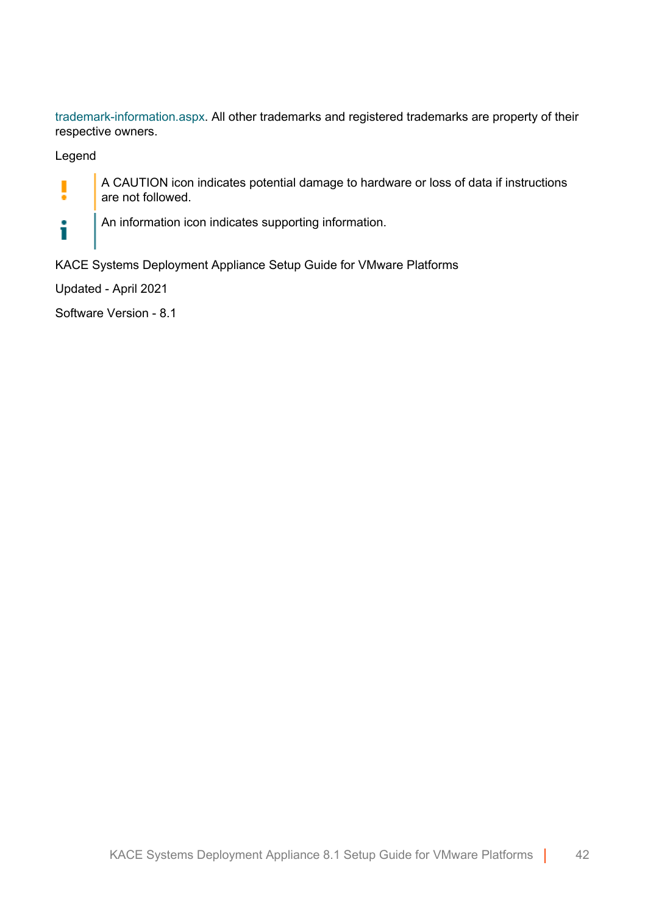trademark-information.aspx. All other trademarks and registered trademarks are property of their respective owners.

Legend

**!** A CAUTION icon indicates potential damage to hardware or loss of data if instructions are not followed.

**i** An information icon indicates supporting information.

KACE Systems Deployment Appliance Setup Guide for VMware Platforms

Updated - April 2021

Software Version - 8.1